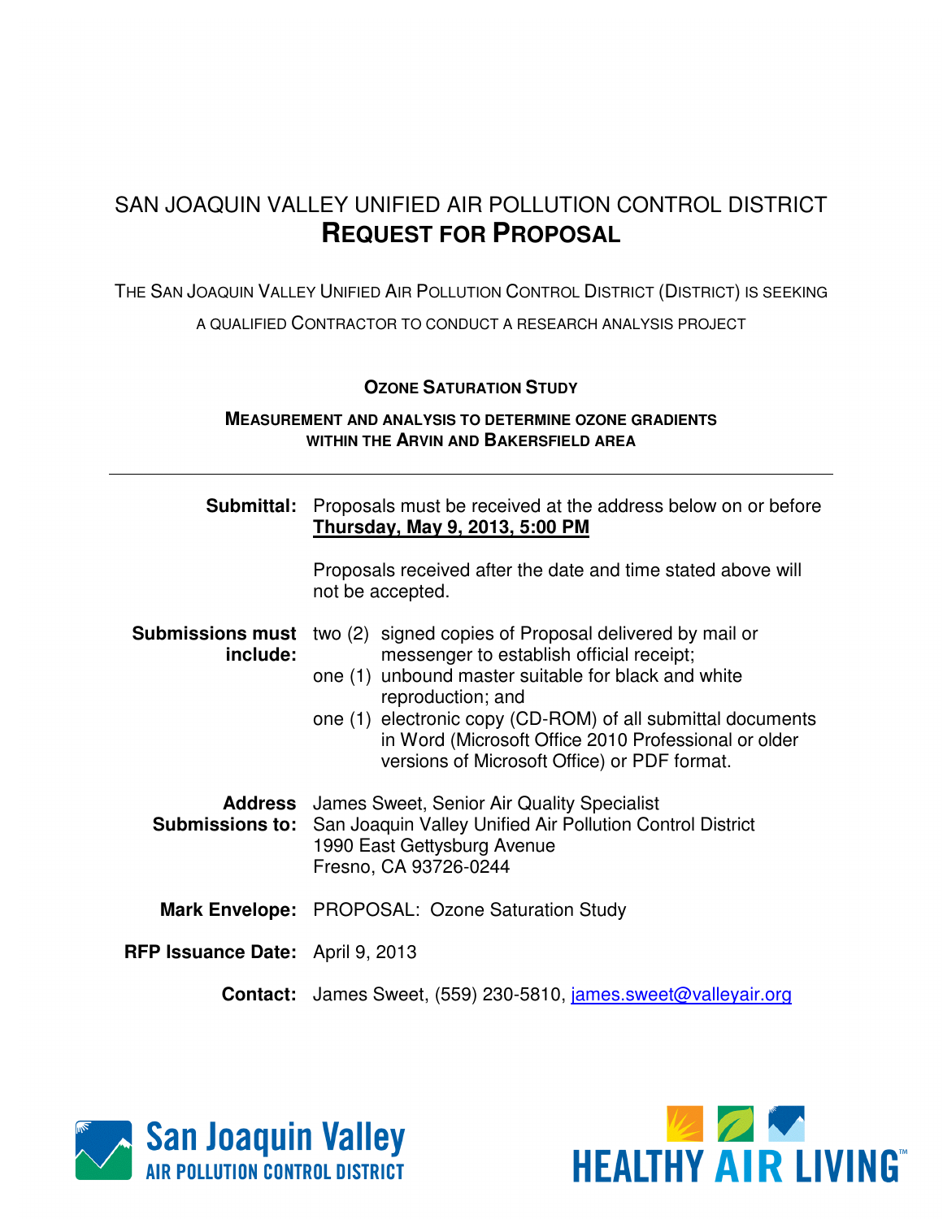# SAN JOAQUIN VALLEY UNIFIED AIR POLLUTION CONTROL DISTRICT

## REQUEST FOR PROPOSAL

THE SAN JOAQUIN VALLEY UNIFIED AIR POLLUTION CONTROL DISTRICT (DISTRICT) IS SEEKING A QUALIFIED CONTRACTOR TO CONDUCT A RESEARCH ANALYSIS PROJECT

### OZONE SATURATION STUDY

### MEASUREMENT AND ANALYSIS TO DETERMINE OZONE GRADIENTS WITHIN THE ARVIN AND BAKERSFIELD AREA

---

**Submittal:** Proposals must be received at the address below on or before **Thursday, May 9, 2013, 5:00 PM**

Proposals received after the date and time stated above will not be accepted.

**Submissions must include:**

- two (2) signed copies of Proposal delivered by mail or messenger to establish official receipt;
- one (1) unbound master suitable for black and white reproduction; and
- one (1) electronic copy (CD-ROM) of all submittal documents in Word (Microsoft Office 2010 Professional or older versions of Microsoft Office) or PDF format.

**Address Submissions to:** James Sweet, Senior Air Quality Specialist
San Joaquin Valley Unified Air Pollution Control District
1990 East Gettysburg Avenue
Fresno, CA 93726-0244

**Mark Envelope:** PROPOSAL: Ozone Saturation Study

**RFP Issuance Date:** April 9, 2013

**Contact:** James Sweet, (559) 230-5810, james.sweet@valleyair.org

San Joaquin Valley AIR POLLUTION CONTROL DISTRICT

HEALTHY AIR LIVING™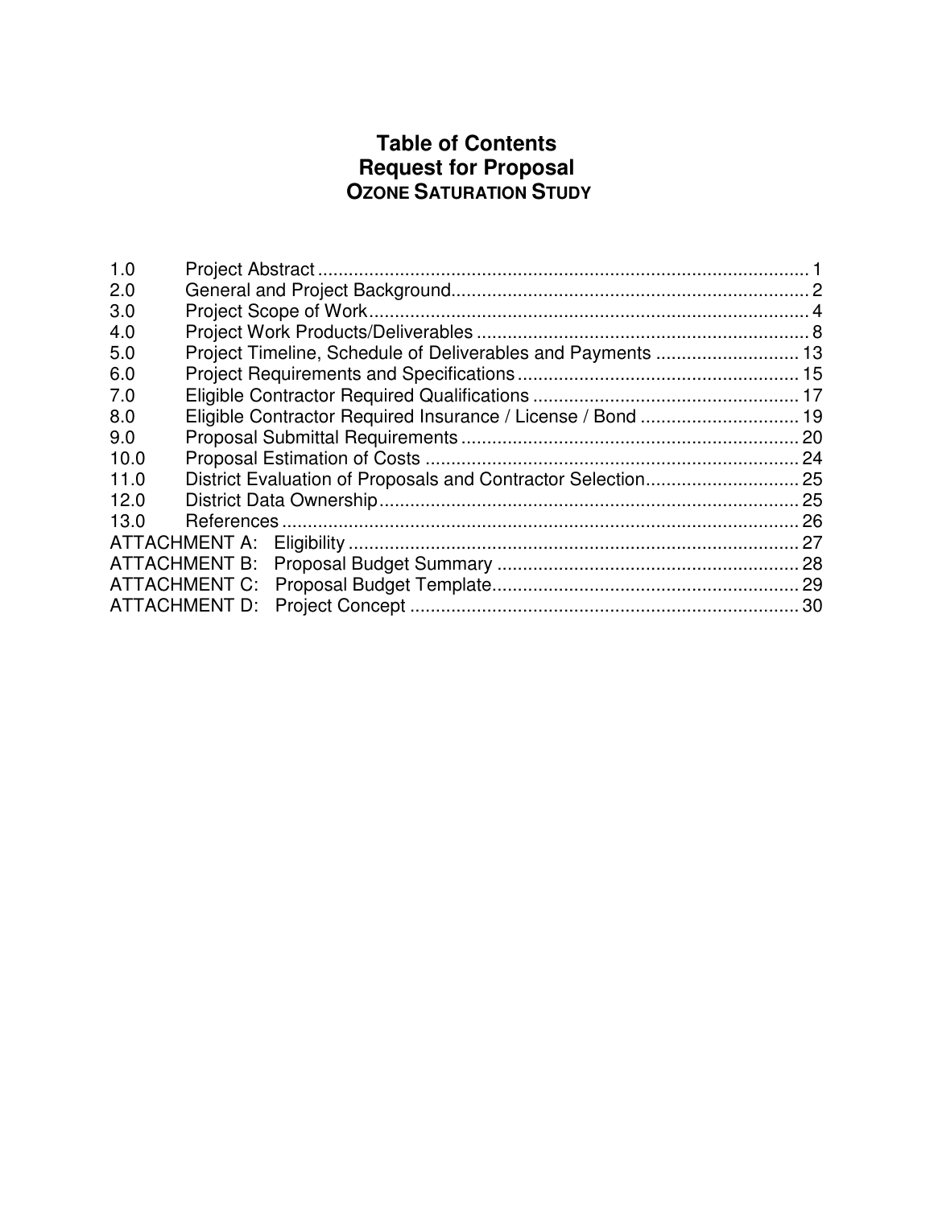# Table of Contents
## Request for Proposal
### OZONE SATURATION STUDY

| | | |
|---|---|---|
| 1.0 | Project Abstract | 1 |
| 2.0 | General and Project Background | 2 |
| 3.0 | Project Scope of Work | 4 |
| 4.0 | Project Work Products/Deliverables | 8 |
| 5.0 | Project Timeline, Schedule of Deliverables and Payments | 13 |
| 6.0 | Project Requirements and Specifications | 15 |
| 7.0 | Eligible Contractor Required Qualifications | 17 |
| 8.0 | Eligible Contractor Required Insurance / License / Bond | 19 |
| 9.0 | Proposal Submittal Requirements | 20 |
| 10.0 | Proposal Estimation of Costs | 24 |
| 11.0 | District Evaluation of Proposals and Contractor Selection | 25 |
| 12.0 | District Data Ownership | 25 |
| 13.0 | References | 26 |
| ATTACHMENT A: | Eligibility | 27 |
| ATTACHMENT B: | Proposal Budget Summary | 28 |
| ATTACHMENT C: | Proposal Budget Template | 29 |
| ATTACHMENT D: | Project Concept | 30 |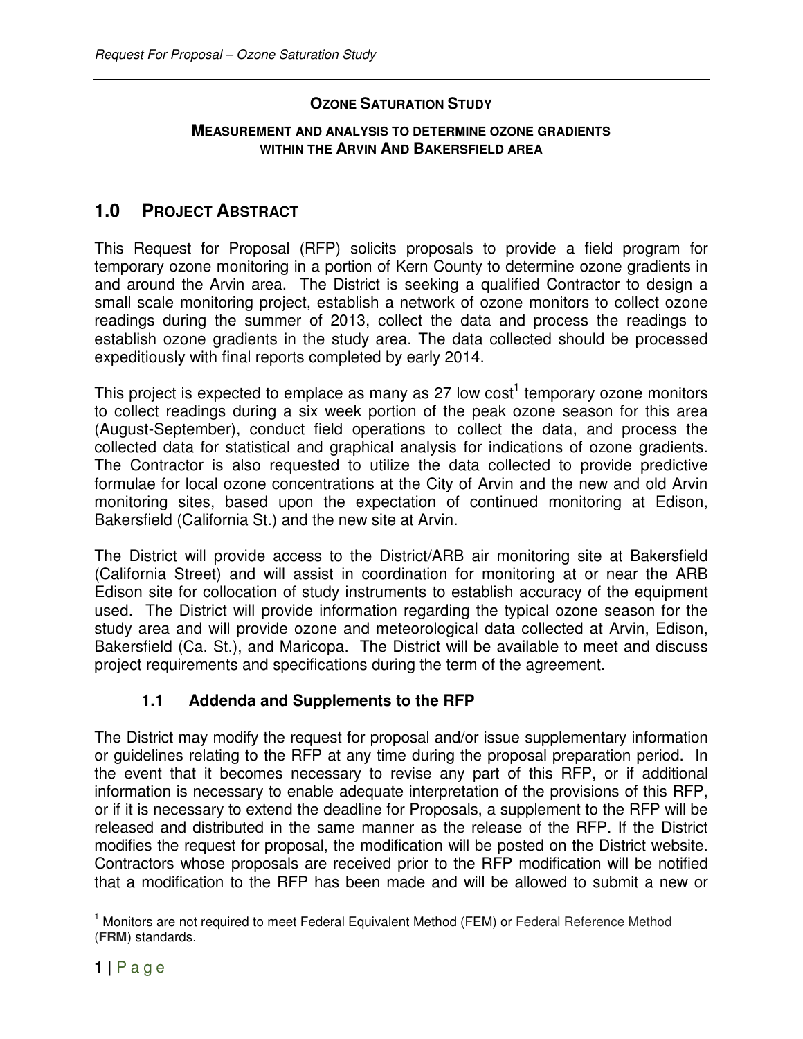**OZONE SATURATION STUDY**

**MEASUREMENT AND ANALYSIS TO DETERMINE OZONE GRADIENTS WITHIN THE ARVIN AND BAKERSFIELD AREA**

# 1.0 PROJECT ABSTRACT

This Request for Proposal (RFP) solicits proposals to provide a field program for temporary ozone monitoring in a portion of Kern County to determine ozone gradients in and around the Arvin area. The District is seeking a qualified Contractor to design a small scale monitoring project, establish a network of ozone monitors to collect ozone readings during the summer of 2013, collect the data and process the readings to establish ozone gradients in the study area. The data collected should be processed expeditiously with final reports completed by early 2014.

This project is expected to emplace as many as 27 low cost[1] temporary ozone monitors to collect readings during a six week portion of the peak ozone season for this area (August-September), conduct field operations to collect the data, and process the collected data for statistical and graphical analysis for indications of ozone gradients. The Contractor is also requested to utilize the data collected to provide predictive formulae for local ozone concentrations at the City of Arvin and the new and old Arvin monitoring sites, based upon the expectation of continued monitoring at Edison, Bakersfield (California St.) and the new site at Arvin.

The District will provide access to the District/ARB air monitoring site at Bakersfield (California Street) and will assist in coordination for monitoring at or near the ARB Edison site for collocation of study instruments to establish accuracy of the equipment used. The District will provide information regarding the typical ozone season for the study area and will provide ozone and meteorological data collected at Arvin, Edison, Bakersfield (Ca. St.), and Maricopa. The District will be available to meet and discuss project requirements and specifications during the term of the agreement.

## 1.1 Addenda and Supplements to the RFP

The District may modify the request for proposal and/or issue supplementary information or guidelines relating to the RFP at any time during the proposal preparation period. In the event that it becomes necessary to revise any part of this RFP, or if additional information is necessary to enable adequate interpretation of the provisions of this RFP, or if it is necessary to extend the deadline for Proposals, a supplement to the RFP will be released and distributed in the same manner as the release of the RFP. If the District modifies the request for proposal, the modification will be posted on the District website. Contractors whose proposals are received prior to the RFP modification will be notified that a modification to the RFP has been made and will be allowed to submit a new or

[1] Monitors are not required to meet Federal Equivalent Method (FEM) or Federal Reference Method (**FRM**) standards.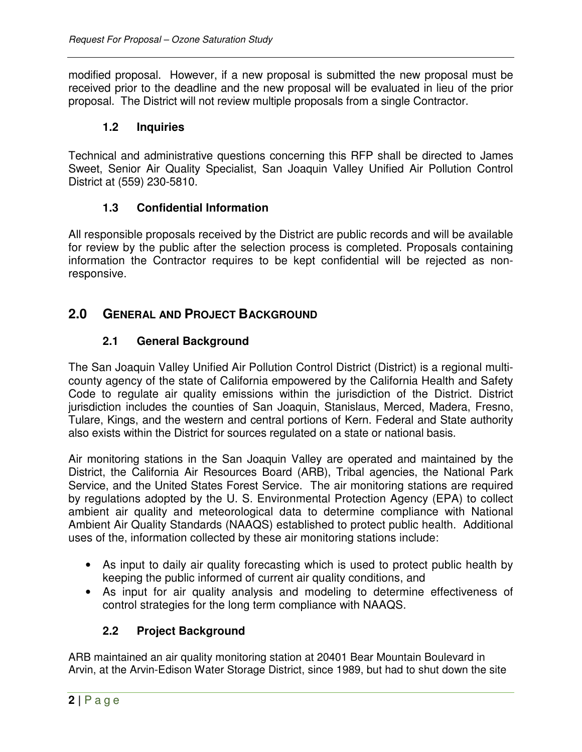modified proposal. However, if a new proposal is submitted the new proposal must be received prior to the deadline and the new proposal will be evaluated in lieu of the prior proposal. The District will not review multiple proposals from a single Contractor.

### 1.2 Inquiries

Technical and administrative questions concerning this RFP shall be directed to James Sweet, Senior Air Quality Specialist, San Joaquin Valley Unified Air Pollution Control District at (559) 230-5810.

### 1.3 Confidential Information

All responsible proposals received by the District are public records and will be available for review by the public after the selection process is completed. Proposals containing information the Contractor requires to be kept confidential will be rejected as non-responsive.

## 2.0 General and Project Background

### 2.1 General Background

The San Joaquin Valley Unified Air Pollution Control District (District) is a regional multi-county agency of the state of California empowered by the California Health and Safety Code to regulate air quality emissions within the jurisdiction of the District. District jurisdiction includes the counties of San Joaquin, Stanislaus, Merced, Madera, Fresno, Tulare, Kings, and the western and central portions of Kern. Federal and State authority also exists within the District for sources regulated on a state or national basis.

Air monitoring stations in the San Joaquin Valley are operated and maintained by the District, the California Air Resources Board (ARB), Tribal agencies, the National Park Service, and the United States Forest Service. The air monitoring stations are required by regulations adopted by the U. S. Environmental Protection Agency (EPA) to collect ambient air quality and meteorological data to determine compliance with National Ambient Air Quality Standards (NAAQS) established to protect public health. Additional uses of the, information collected by these air monitoring stations include:

- As input to daily air quality forecasting which is used to protect public health by keeping the public informed of current air quality conditions, and
- As input for air quality analysis and modeling to determine effectiveness of control strategies for the long term compliance with NAAQS.

### 2.2 Project Background

ARB maintained an air quality monitoring station at 20401 Bear Mountain Boulevard in Arvin, at the Arvin-Edison Water Storage District, since 1989, but had to shut down the site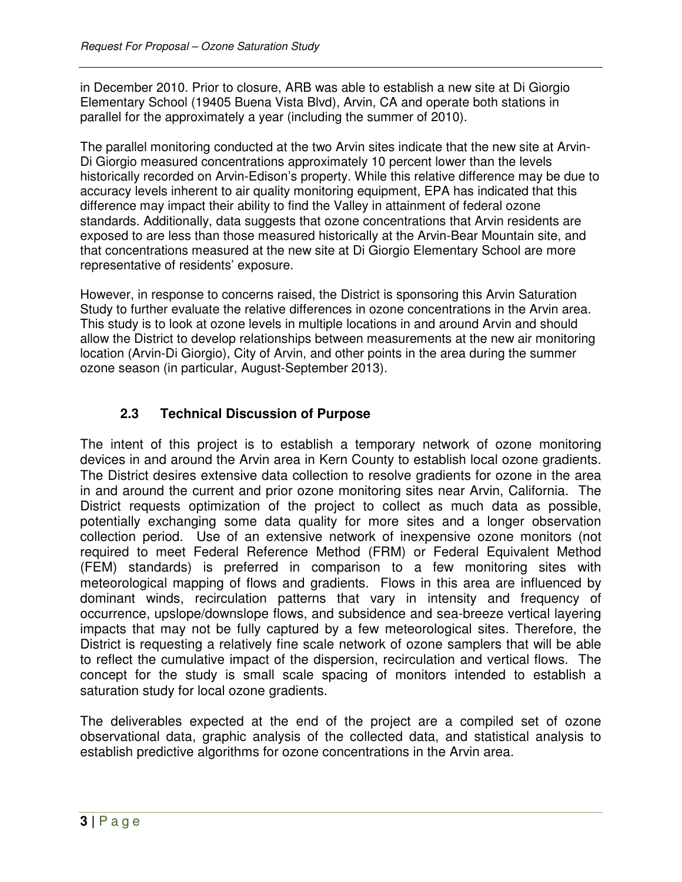in December 2010. Prior to closure, ARB was able to establish a new site at Di Giorgio Elementary School (19405 Buena Vista Blvd), Arvin, CA and operate both stations in parallel for the approximately a year (including the summer of 2010).

The parallel monitoring conducted at the two Arvin sites indicate that the new site at Arvin-Di Giorgio measured concentrations approximately 10 percent lower than the levels historically recorded on Arvin-Edison's property. While this relative difference may be due to accuracy levels inherent to air quality monitoring equipment, EPA has indicated that this difference may impact their ability to find the Valley in attainment of federal ozone standards. Additionally, data suggests that ozone concentrations that Arvin residents are exposed to are less than those measured historically at the Arvin-Bear Mountain site, and that concentrations measured at the new site at Di Giorgio Elementary School are more representative of residents' exposure.

However, in response to concerns raised, the District is sponsoring this Arvin Saturation Study to further evaluate the relative differences in ozone concentrations in the Arvin area. This study is to look at ozone levels in multiple locations in and around Arvin and should allow the District to develop relationships between measurements at the new air monitoring location (Arvin-Di Giorgio), City of Arvin, and other points in the area during the summer ozone season (in particular, August-September 2013).

### 2.3 Technical Discussion of Purpose

The intent of this project is to establish a temporary network of ozone monitoring devices in and around the Arvin area in Kern County to establish local ozone gradients. The District desires extensive data collection to resolve gradients for ozone in the area in and around the current and prior ozone monitoring sites near Arvin, California. The District requests optimization of the project to collect as much data as possible, potentially exchanging some data quality for more sites and a longer observation collection period. Use of an extensive network of inexpensive ozone monitors (not required to meet Federal Reference Method (FRM) or Federal Equivalent Method (FEM) standards) is preferred in comparison to a few monitoring sites with meteorological mapping of flows and gradients. Flows in this area are influenced by dominant winds, recirculation patterns that vary in intensity and frequency of occurrence, upslope/downslope flows, and subsidence and sea-breeze vertical layering impacts that may not be fully captured by a few meteorological sites. Therefore, the District is requesting a relatively fine scale network of ozone samplers that will be able to reflect the cumulative impact of the dispersion, recirculation and vertical flows. The concept for the study is small scale spacing of monitors intended to establish a saturation study for local ozone gradients.

The deliverables expected at the end of the project are a compiled set of ozone observational data, graphic analysis of the collected data, and statistical analysis to establish predictive algorithms for ozone concentrations in the Arvin area.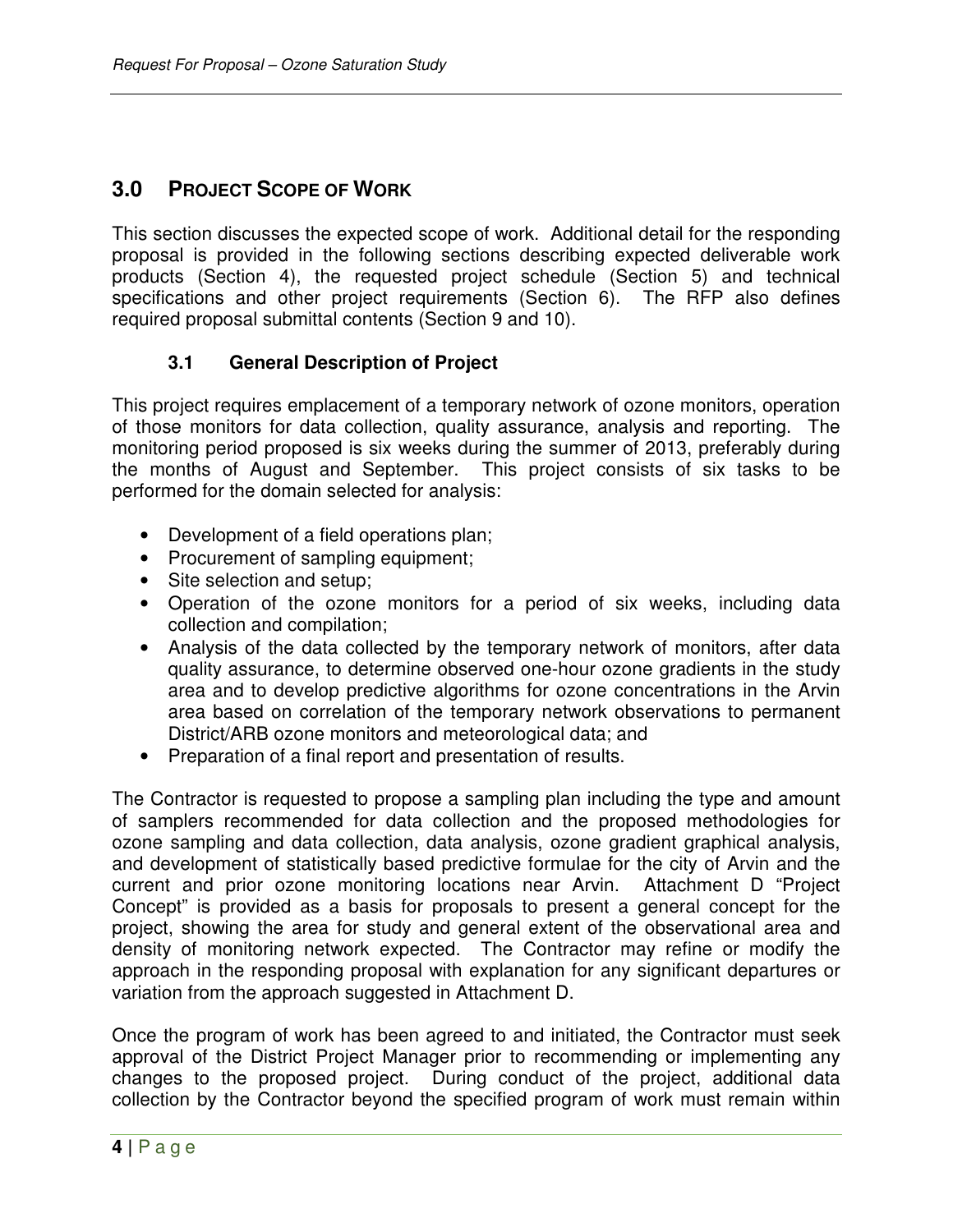## 3.0 PROJECT SCOPE OF WORK

This section discusses the expected scope of work. Additional detail for the responding proposal is provided in the following sections describing expected deliverable work products (Section 4), the requested project schedule (Section 5) and technical specifications and other project requirements (Section 6). The RFP also defines required proposal submittal contents (Section 9 and 10).

### 3.1 General Description of Project

This project requires emplacement of a temporary network of ozone monitors, operation of those monitors for data collection, quality assurance, analysis and reporting. The monitoring period proposed is six weeks during the summer of 2013, preferably during the months of August and September. This project consists of six tasks to be performed for the domain selected for analysis:

- Development of a field operations plan;
- Procurement of sampling equipment;
- Site selection and setup;
- Operation of the ozone monitors for a period of six weeks, including data collection and compilation;
- Analysis of the data collected by the temporary network of monitors, after data quality assurance, to determine observed one-hour ozone gradients in the study area and to develop predictive algorithms for ozone concentrations in the Arvin area based on correlation of the temporary network observations to permanent District/ARB ozone monitors and meteorological data; and
- Preparation of a final report and presentation of results.

The Contractor is requested to propose a sampling plan including the type and amount of samplers recommended for data collection and the proposed methodologies for ozone sampling and data collection, data analysis, ozone gradient graphical analysis, and development of statistically based predictive formulae for the city of Arvin and the current and prior ozone monitoring locations near Arvin. Attachment D "Project Concept" is provided as a basis for proposals to present a general concept for the project, showing the area for study and general extent of the observational area and density of monitoring network expected. The Contractor may refine or modify the approach in the responding proposal with explanation for any significant departures or variation from the approach suggested in Attachment D.

Once the program of work has been agreed to and initiated, the Contractor must seek approval of the District Project Manager prior to recommending or implementing any changes to the proposed project. During conduct of the project, additional data collection by the Contractor beyond the specified program of work must remain within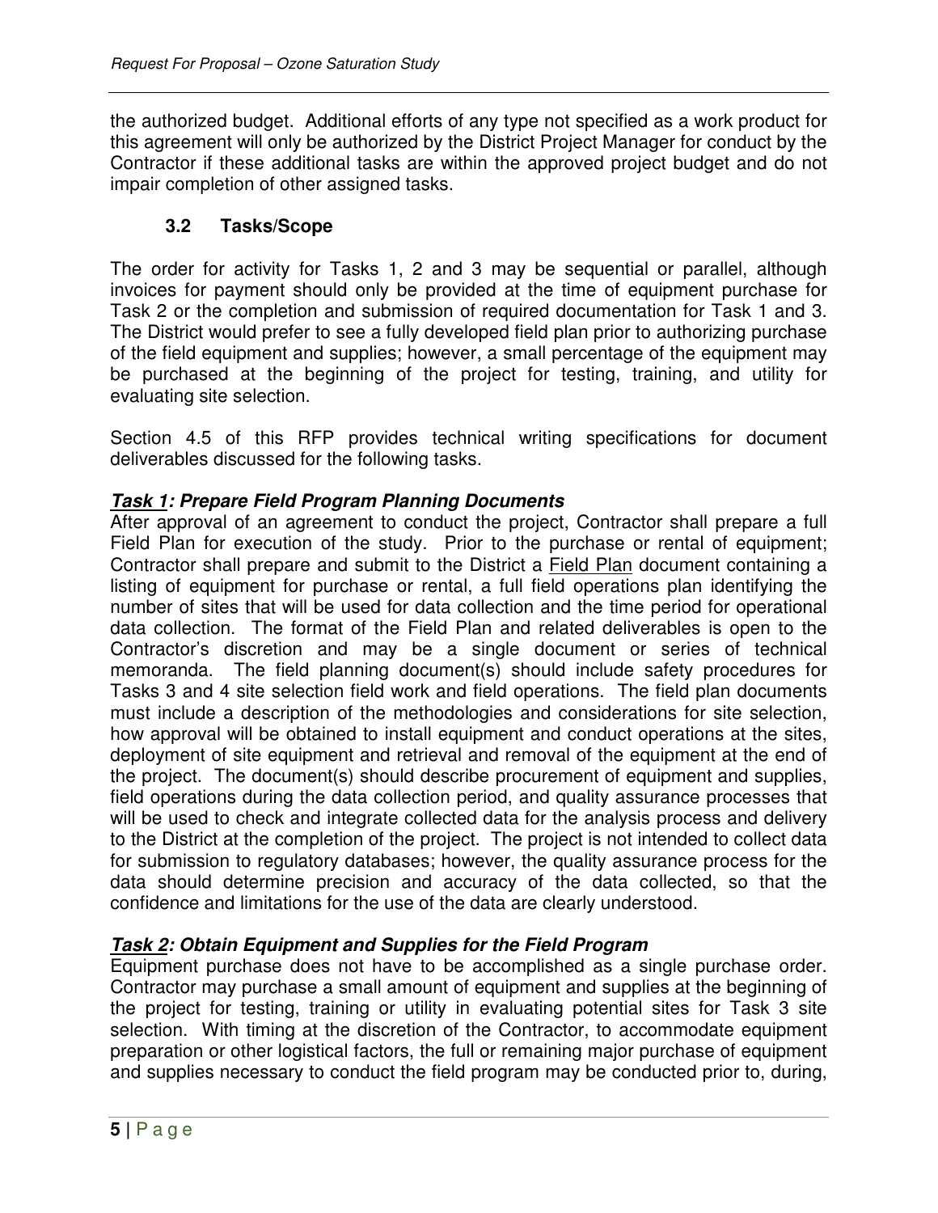the authorized budget. Additional efforts of any type not specified as a work product for this agreement will only be authorized by the District Project Manager for conduct by the Contractor if these additional tasks are within the approved project budget and do not impair completion of other assigned tasks.

### 3.2 Tasks/Scope

The order for activity for Tasks 1, 2 and 3 may be sequential or parallel, although invoices for payment should only be provided at the time of equipment purchase for Task 2 or the completion and submission of required documentation for Task 1 and 3. The District would prefer to see a fully developed field plan prior to authorizing purchase of the field equipment and supplies; however, a small percentage of the equipment may be purchased at the beginning of the project for testing, training, and utility for evaluating site selection.

Section 4.5 of this RFP provides technical writing specifications for document deliverables discussed for the following tasks.

***Task 1: Prepare Field Program Planning Documents***

After approval of an agreement to conduct the project, Contractor shall prepare a full Field Plan for execution of the study. Prior to the purchase or rental of equipment; Contractor shall prepare and submit to the District a Field Plan document containing a listing of equipment for purchase or rental, a full field operations plan identifying the number of sites that will be used for data collection and the time period for operational data collection. The format of the Field Plan and related deliverables is open to the Contractor's discretion and may be a single document or series of technical memoranda. The field planning document(s) should include safety procedures for Tasks 3 and 4 site selection field work and field operations. The field plan documents must include a description of the methodologies and considerations for site selection, how approval will be obtained to install equipment and conduct operations at the sites, deployment of site equipment and retrieval and removal of the equipment at the end of the project. The document(s) should describe procurement of equipment and supplies, field operations during the data collection period, and quality assurance processes that will be used to check and integrate collected data for the analysis process and delivery to the District at the completion of the project. The project is not intended to collect data for submission to regulatory databases; however, the quality assurance process for the data should determine precision and accuracy of the data collected, so that the confidence and limitations for the use of the data are clearly understood.

***Task 2: Obtain Equipment and Supplies for the Field Program***

Equipment purchase does not have to be accomplished as a single purchase order. Contractor may purchase a small amount of equipment and supplies at the beginning of the project for testing, training or utility in evaluating potential sites for Task 3 site selection. With timing at the discretion of the Contractor, to accommodate equipment preparation or other logistical factors, the full or remaining major purchase of equipment and supplies necessary to conduct the field program may be conducted prior to, during,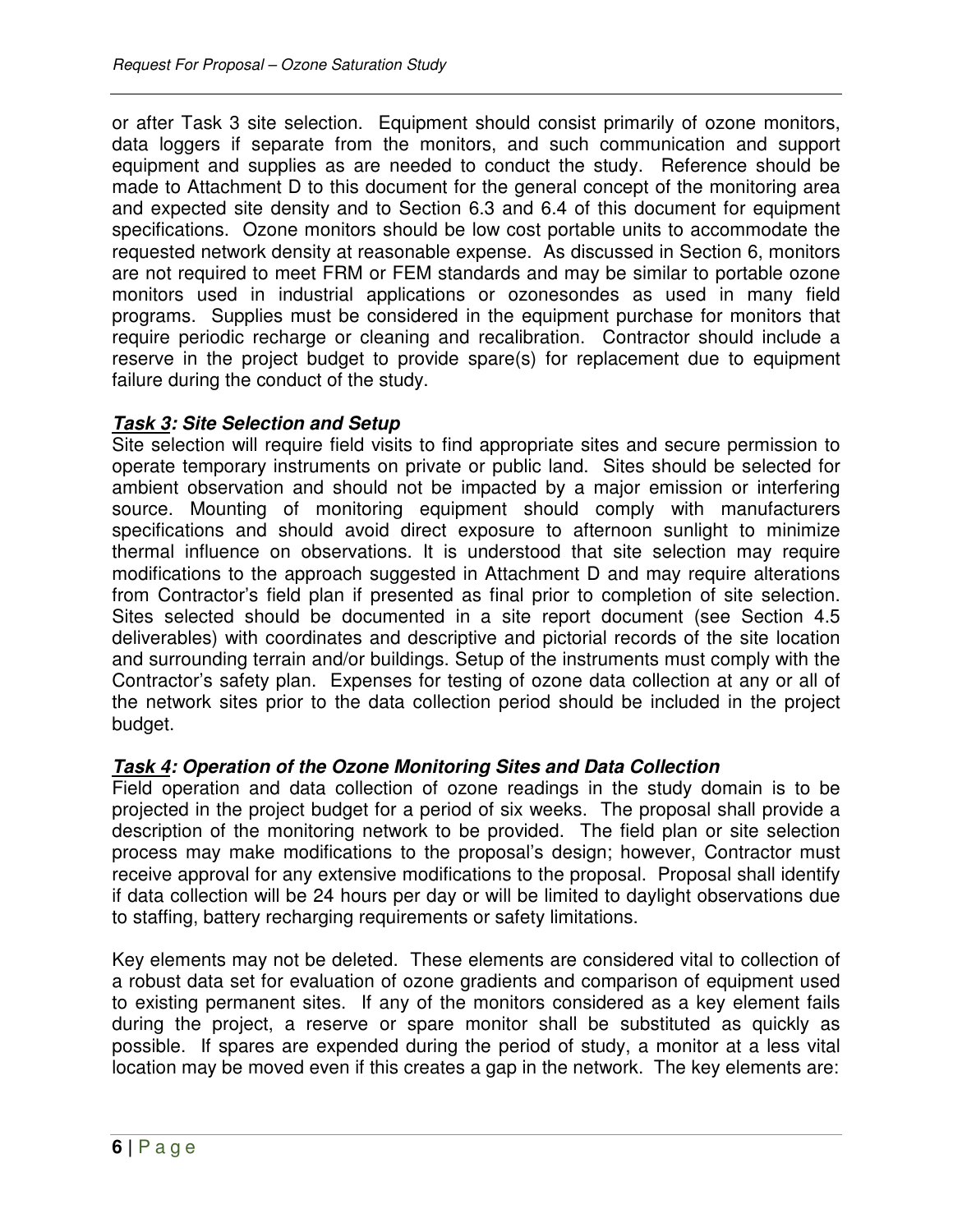or after Task 3 site selection. Equipment should consist primarily of ozone monitors, data loggers if separate from the monitors, and such communication and support equipment and supplies as are needed to conduct the study. Reference should be made to Attachment D to this document for the general concept of the monitoring area and expected site density and to Section 6.3 and 6.4 of this document for equipment specifications. Ozone monitors should be low cost portable units to accommodate the requested network density at reasonable expense. As discussed in Section 6, monitors are not required to meet FRM or FEM standards and may be similar to portable ozone monitors used in industrial applications or ozonesondes as used in many field programs. Supplies must be considered in the equipment purchase for monitors that require periodic recharge or cleaning and recalibration. Contractor should include a reserve in the project budget to provide spare(s) for replacement due to equipment failure during the conduct of the study.

### ***Task 3: Site Selection and Setup***

Site selection will require field visits to find appropriate sites and secure permission to operate temporary instruments on private or public land. Sites should be selected for ambient observation and should not be impacted by a major emission or interfering source. Mounting of monitoring equipment should comply with manufacturers specifications and should avoid direct exposure to afternoon sunlight to minimize thermal influence on observations. It is understood that site selection may require modifications to the approach suggested in Attachment D and may require alterations from Contractor's field plan if presented as final prior to completion of site selection. Sites selected should be documented in a site report document (see Section 4.5 deliverables) with coordinates and descriptive and pictorial records of the site location and surrounding terrain and/or buildings. Setup of the instruments must comply with the Contractor's safety plan. Expenses for testing of ozone data collection at any or all of the network sites prior to the data collection period should be included in the project budget.

### ***Task 4: Operation of the Ozone Monitoring Sites and Data Collection***

Field operation and data collection of ozone readings in the study domain is to be projected in the project budget for a period of six weeks. The proposal shall provide a description of the monitoring network to be provided. The field plan or site selection process may make modifications to the proposal's design; however, Contractor must receive approval for any extensive modifications to the proposal. Proposal shall identify if data collection will be 24 hours per day or will be limited to daylight observations due to staffing, battery recharging requirements or safety limitations.

Key elements may not be deleted. These elements are considered vital to collection of a robust data set for evaluation of ozone gradients and comparison of equipment used to existing permanent sites. If any of the monitors considered as a key element fails during the project, a reserve or spare monitor shall be substituted as quickly as possible. If spares are expended during the period of study, a monitor at a less vital location may be moved even if this creates a gap in the network. The key elements are: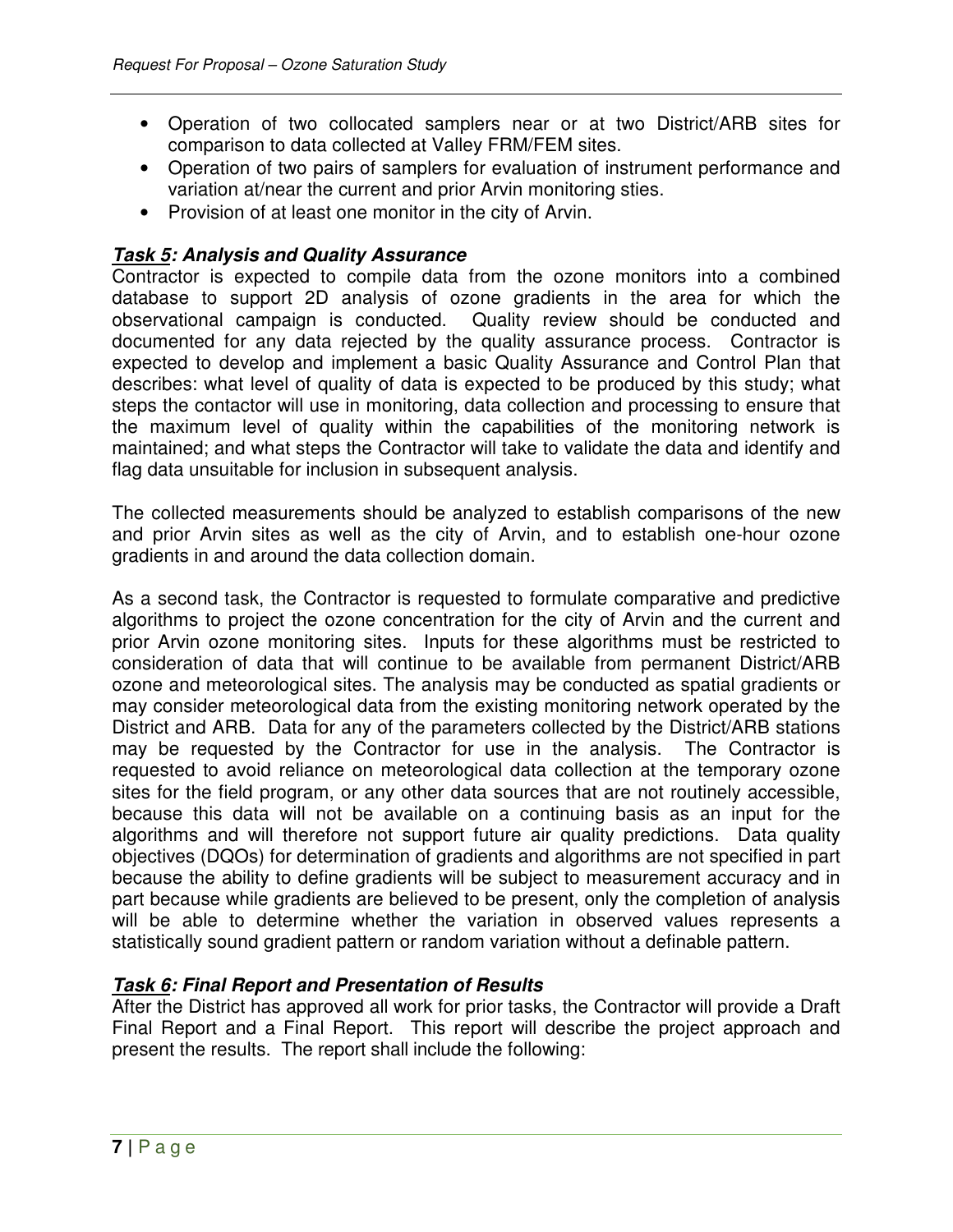- Operation of two collocated samplers near or at two District/ARB sites for comparison to data collected at Valley FRM/FEM sites.
- Operation of two pairs of samplers for evaluation of instrument performance and variation at/near the current and prior Arvin monitoring sties.
- Provision of at least one monitor in the city of Arvin.

### ***Task 5: Analysis and Quality Assurance***

Contractor is expected to compile data from the ozone monitors into a combined database to support 2D analysis of ozone gradients in the area for which the observational campaign is conducted. Quality review should be conducted and documented for any data rejected by the quality assurance process. Contractor is expected to develop and implement a basic Quality Assurance and Control Plan that describes: what level of quality of data is expected to be produced by this study; what steps the contactor will use in monitoring, data collection and processing to ensure that the maximum level of quality within the capabilities of the monitoring network is maintained; and what steps the Contractor will take to validate the data and identify and flag data unsuitable for inclusion in subsequent analysis.

The collected measurements should be analyzed to establish comparisons of the new and prior Arvin sites as well as the city of Arvin, and to establish one-hour ozone gradients in and around the data collection domain.

As a second task, the Contractor is requested to formulate comparative and predictive algorithms to project the ozone concentration for the city of Arvin and the current and prior Arvin ozone monitoring sites. Inputs for these algorithms must be restricted to consideration of data that will continue to be available from permanent District/ARB ozone and meteorological sites. The analysis may be conducted as spatial gradients or may consider meteorological data from the existing monitoring network operated by the District and ARB. Data for any of the parameters collected by the District/ARB stations may be requested by the Contractor for use in the analysis. The Contractor is requested to avoid reliance on meteorological data collection at the temporary ozone sites for the field program, or any other data sources that are not routinely accessible, because this data will not be available on a continuing basis as an input for the algorithms and will therefore not support future air quality predictions. Data quality objectives (DQOs) for determination of gradients and algorithms are not specified in part because the ability to define gradients will be subject to measurement accuracy and in part because while gradients are believed to be present, only the completion of analysis will be able to determine whether the variation in observed values represents a statistically sound gradient pattern or random variation without a definable pattern.

### ***Task 6: Final Report and Presentation of Results***

After the District has approved all work for prior tasks, the Contractor will provide a Draft Final Report and a Final Report. This report will describe the project approach and present the results. The report shall include the following: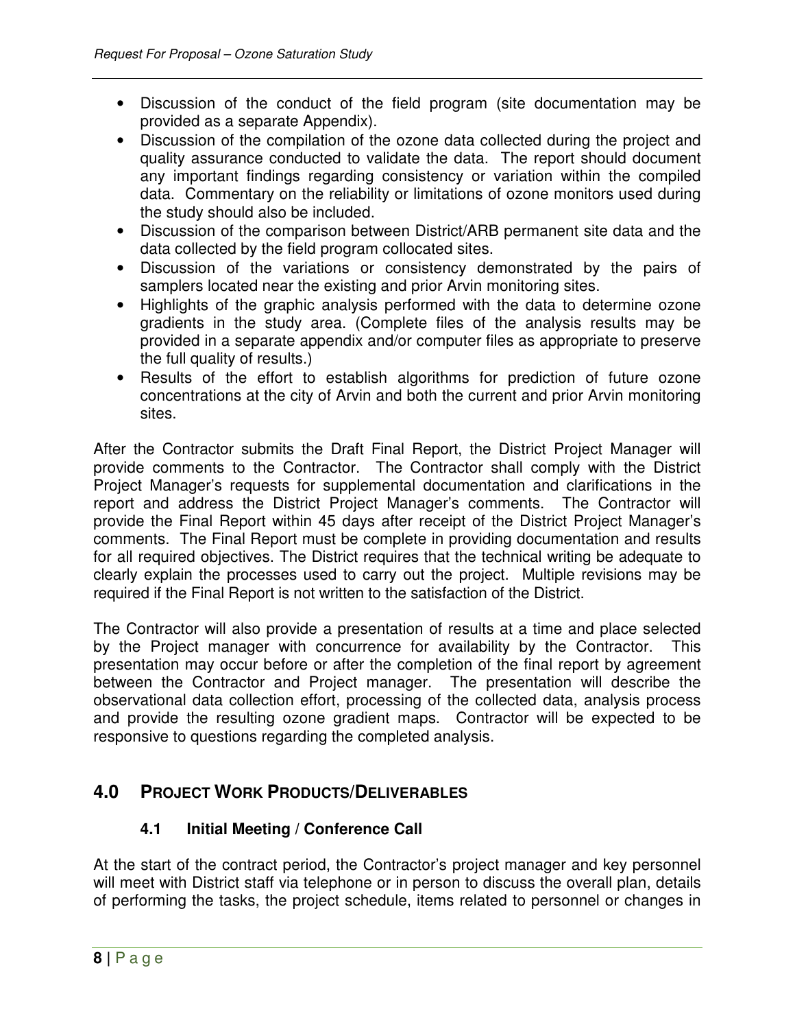- Discussion of the conduct of the field program (site documentation may be provided as a separate Appendix).
- Discussion of the compilation of the ozone data collected during the project and quality assurance conducted to validate the data. The report should document any important findings regarding consistency or variation within the compiled data. Commentary on the reliability or limitations of ozone monitors used during the study should also be included.
- Discussion of the comparison between District/ARB permanent site data and the data collected by the field program collocated sites.
- Discussion of the variations or consistency demonstrated by the pairs of samplers located near the existing and prior Arvin monitoring sites.
- Highlights of the graphic analysis performed with the data to determine ozone gradients in the study area. (Complete files of the analysis results may be provided in a separate appendix and/or computer files as appropriate to preserve the full quality of results.)
- Results of the effort to establish algorithms for prediction of future ozone concentrations at the city of Arvin and both the current and prior Arvin monitoring sites.

After the Contractor submits the Draft Final Report, the District Project Manager will provide comments to the Contractor. The Contractor shall comply with the District Project Manager's requests for supplemental documentation and clarifications in the report and address the District Project Manager's comments. The Contractor will provide the Final Report within 45 days after receipt of the District Project Manager's comments. The Final Report must be complete in providing documentation and results for all required objectives. The District requires that the technical writing be adequate to clearly explain the processes used to carry out the project. Multiple revisions may be required if the Final Report is not written to the satisfaction of the District.

The Contractor will also provide a presentation of results at a time and place selected by the Project manager with concurrence for availability by the Contractor. This presentation may occur before or after the completion of the final report by agreement between the Contractor and Project manager. The presentation will describe the observational data collection effort, processing of the collected data, analysis process and provide the resulting ozone gradient maps. Contractor will be expected to be responsive to questions regarding the completed analysis.

## 4.0 PROJECT WORK PRODUCTS/DELIVERABLES

### 4.1 Initial Meeting / Conference Call

At the start of the contract period, the Contractor's project manager and key personnel will meet with District staff via telephone or in person to discuss the overall plan, details of performing the tasks, the project schedule, items related to personnel or changes in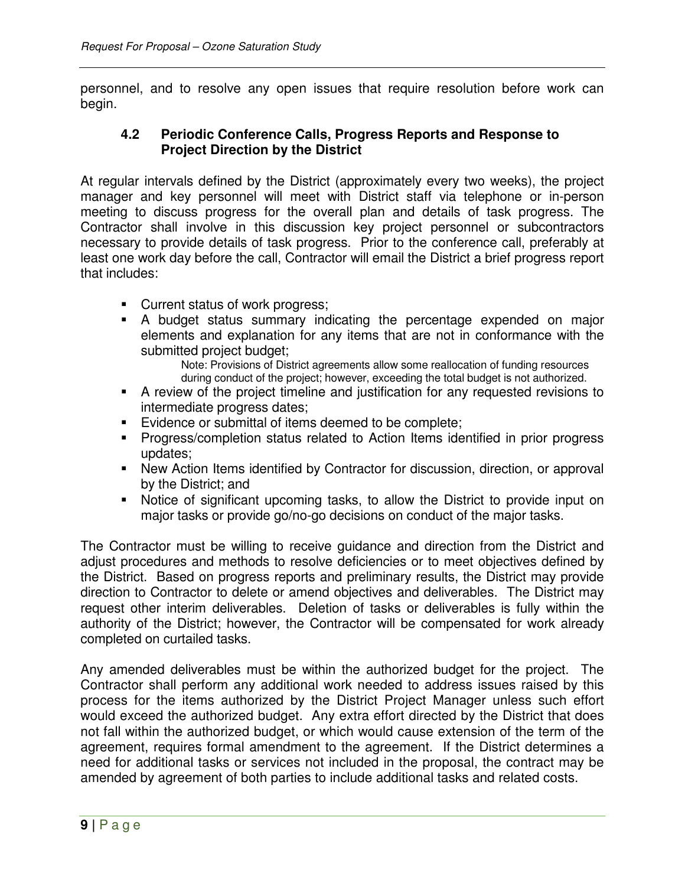personnel, and to resolve any open issues that require resolution before work can begin.

### 4.2 Periodic Conference Calls, Progress Reports and Response to Project Direction by the District

At regular intervals defined by the District (approximately every two weeks), the project manager and key personnel will meet with District staff via telephone or in-person meeting to discuss progress for the overall plan and details of task progress. The Contractor shall involve in this discussion key project personnel or subcontractors necessary to provide details of task progress. Prior to the conference call, preferably at least one work day before the call, Contractor will email the District a brief progress report that includes:

- Current status of work progress;
- A budget status summary indicating the percentage expended on major elements and explanation for any items that are not in conformance with the submitted project budget;

  Note: Provisions of District agreements allow some reallocation of funding resources during conduct of the project; however, exceeding the total budget is not authorized.
- A review of the project timeline and justification for any requested revisions to intermediate progress dates;
- Evidence or submittal of items deemed to be complete;
- Progress/completion status related to Action Items identified in prior progress updates;
- New Action Items identified by Contractor for discussion, direction, or approval by the District; and
- Notice of significant upcoming tasks, to allow the District to provide input on major tasks or provide go/no-go decisions on conduct of the major tasks.

The Contractor must be willing to receive guidance and direction from the District and adjust procedures and methods to resolve deficiencies or to meet objectives defined by the District. Based on progress reports and preliminary results, the District may provide direction to Contractor to delete or amend objectives and deliverables. The District may request other interim deliverables. Deletion of tasks or deliverables is fully within the authority of the District; however, the Contractor will be compensated for work already completed on curtailed tasks.

Any amended deliverables must be within the authorized budget for the project. The Contractor shall perform any additional work needed to address issues raised by this process for the items authorized by the District Project Manager unless such effort would exceed the authorized budget. Any extra effort directed by the District that does not fall within the authorized budget, or which would cause extension of the term of the agreement, requires formal amendment to the agreement. If the District determines a need for additional tasks or services not included in the proposal, the contract may be amended by agreement of both parties to include additional tasks and related costs.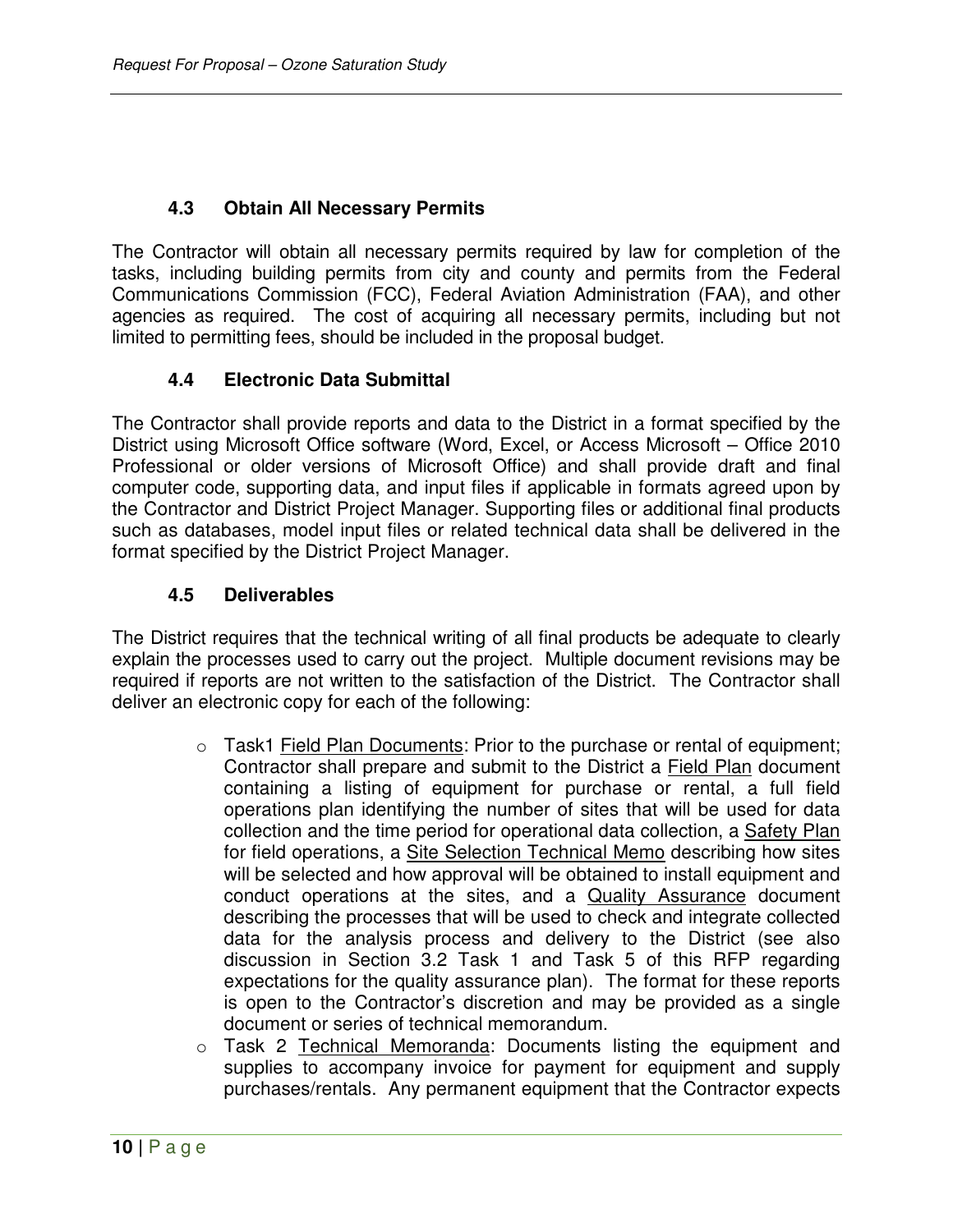### 4.3 Obtain All Necessary Permits

The Contractor will obtain all necessary permits required by law for completion of the tasks, including building permits from city and county and permits from the Federal Communications Commission (FCC), Federal Aviation Administration (FAA), and other agencies as required. The cost of acquiring all necessary permits, including but not limited to permitting fees, should be included in the proposal budget.

### 4.4 Electronic Data Submittal

The Contractor shall provide reports and data to the District in a format specified by the District using Microsoft Office software (Word, Excel, or Access Microsoft – Office 2010 Professional or older versions of Microsoft Office) and shall provide draft and final computer code, supporting data, and input files if applicable in formats agreed upon by the Contractor and District Project Manager. Supporting files or additional final products such as databases, model input files or related technical data shall be delivered in the format specified by the District Project Manager.

### 4.5 Deliverables

The District requires that the technical writing of all final products be adequate to clearly explain the processes used to carry out the project. Multiple document revisions may be required if reports are not written to the satisfaction of the District. The Contractor shall deliver an electronic copy for each of the following:

- Task1 <u>Field Plan Documents</u>: Prior to the purchase or rental of equipment; Contractor shall prepare and submit to the District a <u>Field Plan</u> document containing a listing of equipment for purchase or rental, a full field operations plan identifying the number of sites that will be used for data collection and the time period for operational data collection, a <u>Safety Plan</u> for field operations, a <u>Site Selection Technical Memo</u> describing how sites will be selected and how approval will be obtained to install equipment and conduct operations at the sites, and a <u>Quality Assurance</u> document describing the processes that will be used to check and integrate collected data for the analysis process and delivery to the District (see also discussion in Section 3.2 Task 1 and Task 5 of this RFP regarding expectations for the quality assurance plan). The format for these reports is open to the Contractor's discretion and may be provided as a single document or series of technical memorandum.
- Task 2 <u>Technical Memoranda</u>: Documents listing the equipment and supplies to accompany invoice for payment for equipment and supply purchases/rentals. Any permanent equipment that the Contractor expects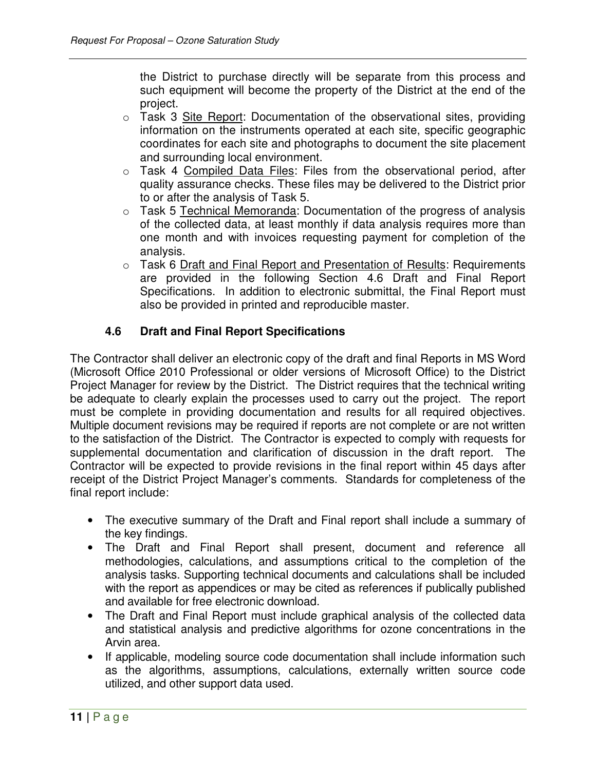the District to purchase directly will be separate from this process and such equipment will become the property of the District at the end of the project.

- Task 3 <u>Site Report</u>: Documentation of the observational sites, providing information on the instruments operated at each site, specific geographic coordinates for each site and photographs to document the site placement and surrounding local environment.
- Task 4 <u>Compiled Data Files</u>: Files from the observational period, after quality assurance checks. These files may be delivered to the District prior to or after the analysis of Task 5.
- Task 5 <u>Technical Memoranda</u>: Documentation of the progress of analysis of the collected data, at least monthly if data analysis requires more than one month and with invoices requesting payment for completion of the analysis.
- Task 6 <u>Draft and Final Report and Presentation of Results</u>: Requirements are provided in the following Section 4.6 Draft and Final Report Specifications. In addition to electronic submittal, the Final Report must also be provided in printed and reproducible master.

### 4.6 Draft and Final Report Specifications

The Contractor shall deliver an electronic copy of the draft and final Reports in MS Word (Microsoft Office 2010 Professional or older versions of Microsoft Office) to the District Project Manager for review by the District. The District requires that the technical writing be adequate to clearly explain the processes used to carry out the project. The report must be complete in providing documentation and results for all required objectives. Multiple document revisions may be required if reports are not complete or are not written to the satisfaction of the District. The Contractor is expected to comply with requests for supplemental documentation and clarification of discussion in the draft report. The Contractor will be expected to provide revisions in the final report within 45 days after receipt of the District Project Manager's comments. Standards for completeness of the final report include:

- The executive summary of the Draft and Final report shall include a summary of the key findings.
- The Draft and Final Report shall present, document and reference all methodologies, calculations, and assumptions critical to the completion of the analysis tasks. Supporting technical documents and calculations shall be included with the report as appendices or may be cited as references if publically published and available for free electronic download.
- The Draft and Final Report must include graphical analysis of the collected data and statistical analysis and predictive algorithms for ozone concentrations in the Arvin area.
- If applicable, modeling source code documentation shall include information such as the algorithms, assumptions, calculations, externally written source code utilized, and other support data used.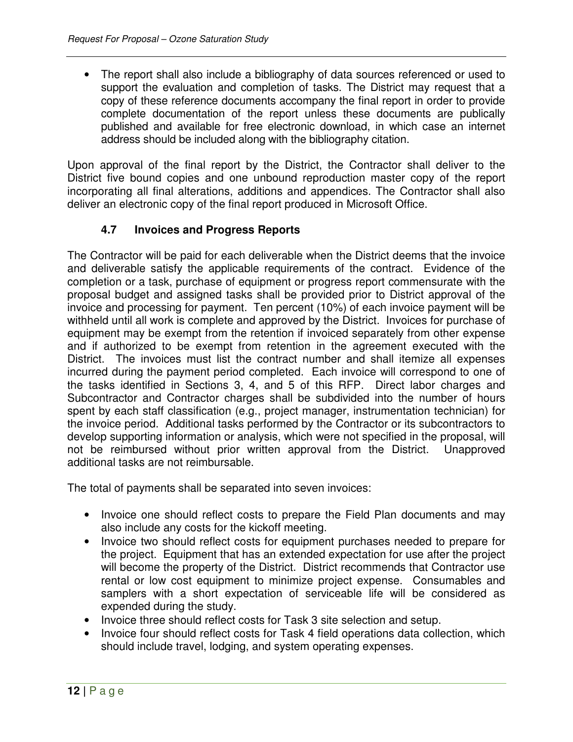- The report shall also include a bibliography of data sources referenced or used to support the evaluation and completion of tasks. The District may request that a copy of these reference documents accompany the final report in order to provide complete documentation of the report unless these documents are publically published and available for free electronic download, in which case an internet address should be included along with the bibliography citation.

Upon approval of the final report by the District, the Contractor shall deliver to the District five bound copies and one unbound reproduction master copy of the report incorporating all final alterations, additions and appendices. The Contractor shall also deliver an electronic copy of the final report produced in Microsoft Office.

### 4.7 Invoices and Progress Reports

The Contractor will be paid for each deliverable when the District deems that the invoice and deliverable satisfy the applicable requirements of the contract. Evidence of the completion or a task, purchase of equipment or progress report commensurate with the proposal budget and assigned tasks shall be provided prior to District approval of the invoice and processing for payment. Ten percent (10%) of each invoice payment will be withheld until all work is complete and approved by the District. Invoices for purchase of equipment may be exempt from the retention if invoiced separately from other expense and if authorized to be exempt from retention in the agreement executed with the District. The invoices must list the contract number and shall itemize all expenses incurred during the payment period completed. Each invoice will correspond to one of the tasks identified in Sections 3, 4, and 5 of this RFP. Direct labor charges and Subcontractor and Contractor charges shall be subdivided into the number of hours spent by each staff classification (e.g., project manager, instrumentation technician) for the invoice period. Additional tasks performed by the Contractor or its subcontractors to develop supporting information or analysis, which were not specified in the proposal, will not be reimbursed without prior written approval from the District. Unapproved additional tasks are not reimbursable.

The total of payments shall be separated into seven invoices:

- Invoice one should reflect costs to prepare the Field Plan documents and may also include any costs for the kickoff meeting.
- Invoice two should reflect costs for equipment purchases needed to prepare for the project. Equipment that has an extended expectation for use after the project will become the property of the District. District recommends that Contractor use rental or low cost equipment to minimize project expense. Consumables and samplers with a short expectation of serviceable life will be considered as expended during the study.
- Invoice three should reflect costs for Task 3 site selection and setup.
- Invoice four should reflect costs for Task 4 field operations data collection, which should include travel, lodging, and system operating expenses.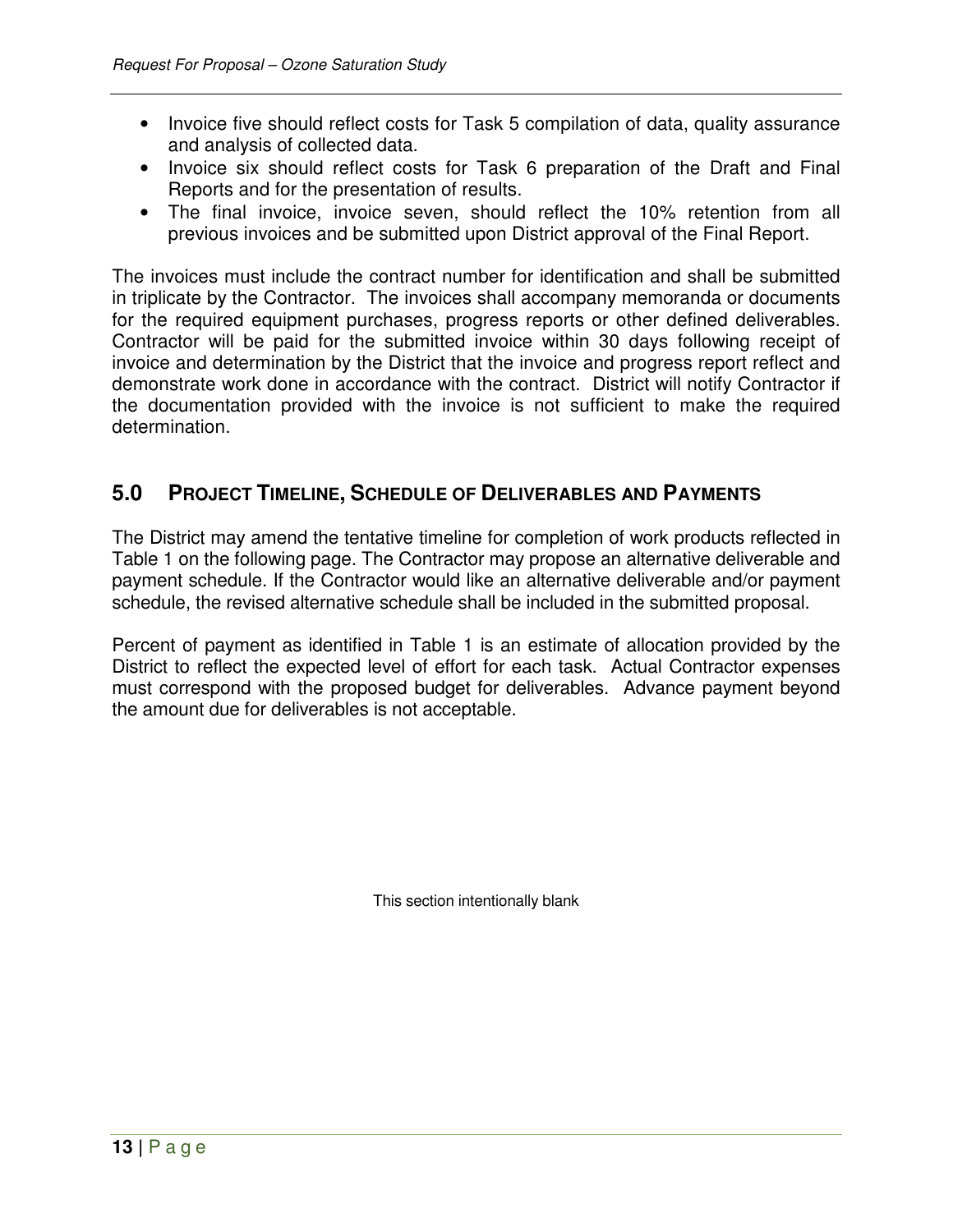- Invoice five should reflect costs for Task 5 compilation of data, quality assurance and analysis of collected data.
- Invoice six should reflect costs for Task 6 preparation of the Draft and Final Reports and for the presentation of results.
- The final invoice, invoice seven, should reflect the 10% retention from all previous invoices and be submitted upon District approval of the Final Report.

The invoices must include the contract number for identification and shall be submitted in triplicate by the Contractor. The invoices shall accompany memoranda or documents for the required equipment purchases, progress reports or other defined deliverables. Contractor will be paid for the submitted invoice within 30 days following receipt of invoice and determination by the District that the invoice and progress report reflect and demonstrate work done in accordance with the contract. District will notify Contractor if the documentation provided with the invoice is not sufficient to make the required determination.

## 5.0 PROJECT TIMELINE, SCHEDULE OF DELIVERABLES AND PAYMENTS

The District may amend the tentative timeline for completion of work products reflected in Table 1 on the following page. The Contractor may propose an alternative deliverable and payment schedule. If the Contractor would like an alternative deliverable and/or payment schedule, the revised alternative schedule shall be included in the submitted proposal.

Percent of payment as identified in Table 1 is an estimate of allocation provided by the District to reflect the expected level of effort for each task. Actual Contractor expenses must correspond with the proposed budget for deliverables. Advance payment beyond the amount due for deliverables is not acceptable.

This section intentionally blank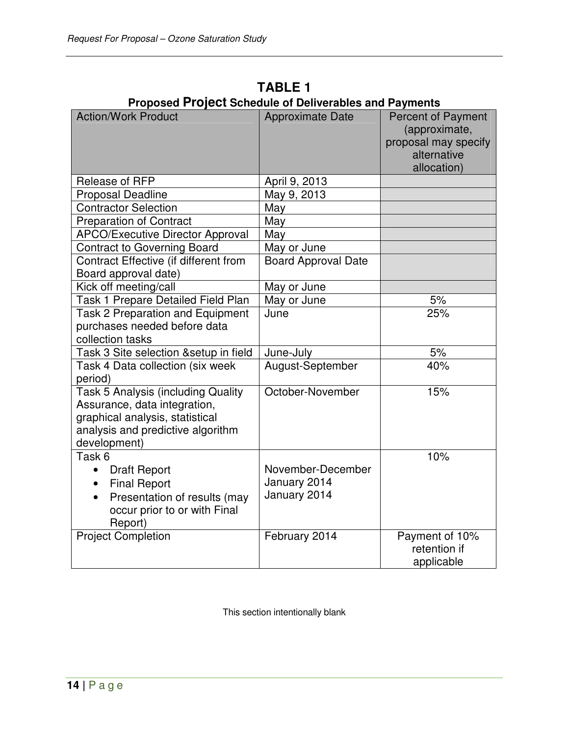## TABLE 1

### Proposed Project Schedule of Deliverables and Payments

| Action/Work Product | Approximate Date | Percent of Payment (approximate, proposal may specify alternative allocation) |
|---|---|---|
| Release of RFP | April 9, 2013 | |
| Proposal Deadline | May 9, 2013 | |
| Contractor Selection | May | |
| Preparation of Contract | May | |
| APCO/Executive Director Approval | May | |
| Contract to Governing Board | May or June | |
| Contract Effective (if different from Board approval date) | Board Approval Date | |
| Kick off meeting/call | May or June | |
| Task 1 Prepare Detailed Field Plan | May or June | 5% |
| Task 2 Preparation and Equipment purchases needed before data collection tasks | June | 25% |
| Task 3 Site selection &setup in field | June-July | 5% |
| Task 4 Data collection (six week period) | August-September | 40% |
| Task 5 Analysis (including Quality Assurance, data integration, graphical analysis, statistical analysis and predictive algorithm development) | October-November | 15% |
| Task 6<br>• Draft Report<br>• Final Report<br>• Presentation of results (may occur prior to or with Final Report) | <br>November-December<br>January 2014<br>January 2014 | 10% |
| Project Completion | February 2014 | Payment of 10% retention if applicable |

This section intentionally blank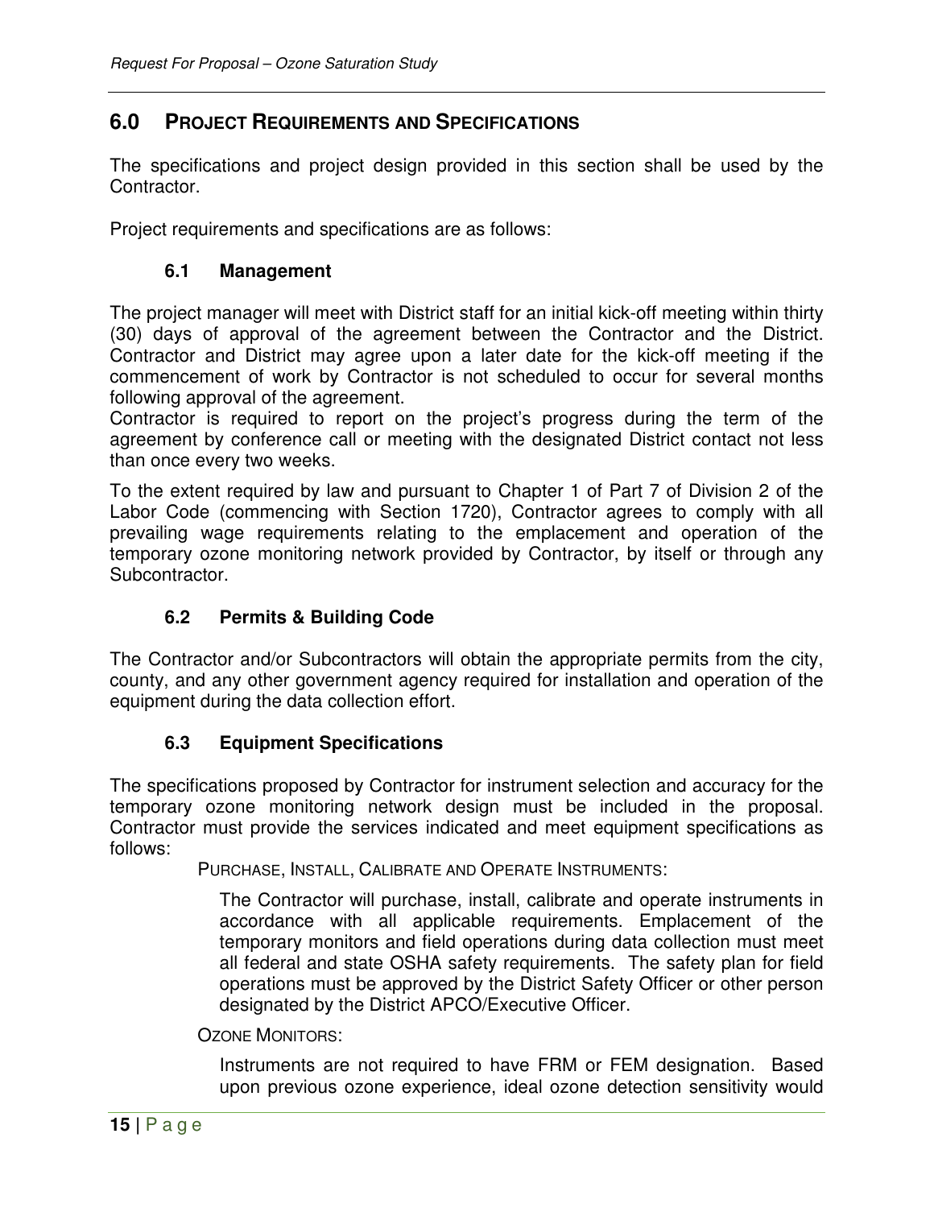## 6.0 PROJECT REQUIREMENTS AND SPECIFICATIONS

The specifications and project design provided in this section shall be used by the Contractor.

Project requirements and specifications are as follows:

### 6.1 Management

The project manager will meet with District staff for an initial kick-off meeting within thirty (30) days of approval of the agreement between the Contractor and the District. Contractor and District may agree upon a later date for the kick-off meeting if the commencement of work by Contractor is not scheduled to occur for several months following approval of the agreement.

Contractor is required to report on the project's progress during the term of the agreement by conference call or meeting with the designated District contact not less than once every two weeks.

To the extent required by law and pursuant to Chapter 1 of Part 7 of Division 2 of the Labor Code (commencing with Section 1720), Contractor agrees to comply with all prevailing wage requirements relating to the emplacement and operation of the temporary ozone monitoring network provided by Contractor, by itself or through any Subcontractor.

### 6.2 Permits & Building Code

The Contractor and/or Subcontractors will obtain the appropriate permits from the city, county, and any other government agency required for installation and operation of the equipment during the data collection effort.

### 6.3 Equipment Specifications

The specifications proposed by Contractor for instrument selection and accuracy for the temporary ozone monitoring network design must be included in the proposal. Contractor must provide the services indicated and meet equipment specifications as follows:

PURCHASE, INSTALL, CALIBRATE AND OPERATE INSTRUMENTS:

The Contractor will purchase, install, calibrate and operate instruments in accordance with all applicable requirements. Emplacement of the temporary monitors and field operations during data collection must meet all federal and state OSHA safety requirements. The safety plan for field operations must be approved by the District Safety Officer or other person designated by the District APCO/Executive Officer.

OZONE MONITORS:

Instruments are not required to have FRM or FEM designation. Based upon previous ozone experience, ideal ozone detection sensitivity would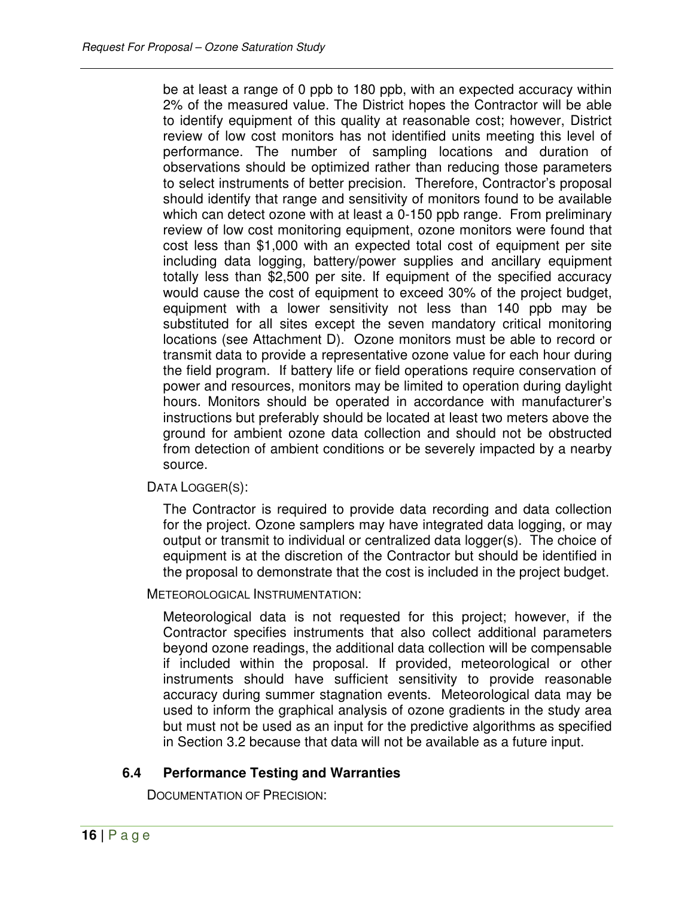be at least a range of 0 ppb to 180 ppb, with an expected accuracy within 2% of the measured value. The District hopes the Contractor will be able to identify equipment of this quality at reasonable cost; however, District review of low cost monitors has not identified units meeting this level of performance. The number of sampling locations and duration of observations should be optimized rather than reducing those parameters to select instruments of better precision. Therefore, Contractor's proposal should identify that range and sensitivity of monitors found to be available which can detect ozone with at least a 0-150 ppb range. From preliminary review of low cost monitoring equipment, ozone monitors were found that cost less than $1,000 with an expected total cost of equipment per site including data logging, battery/power supplies and ancillary equipment totally less than $2,500 per site. If equipment of the specified accuracy would cause the cost of equipment to exceed 30% of the project budget, equipment with a lower sensitivity not less than 140 ppb may be substituted for all sites except the seven mandatory critical monitoring locations (see Attachment D). Ozone monitors must be able to record or transmit data to provide a representative ozone value for each hour during the field program. If battery life or field operations require conservation of power and resources, monitors may be limited to operation during daylight hours. Monitors should be operated in accordance with manufacturer's instructions but preferably should be located at least two meters above the ground for ambient ozone data collection and should not be obstructed from detection of ambient conditions or be severely impacted by a nearby source.

DATA LOGGER(S):

The Contractor is required to provide data recording and data collection for the project. Ozone samplers may have integrated data logging, or may output or transmit to individual or centralized data logger(s). The choice of equipment is at the discretion of the Contractor but should be identified in the proposal to demonstrate that the cost is included in the project budget.

METEOROLOGICAL INSTRUMENTATION:

Meteorological data is not requested for this project; however, if the Contractor specifies instruments that also collect additional parameters beyond ozone readings, the additional data collection will be compensable if included within the proposal. If provided, meteorological or other instruments should have sufficient sensitivity to provide reasonable accuracy during summer stagnation events. Meteorological data may be used to inform the graphical analysis of ozone gradients in the study area but must not be used as an input for the predictive algorithms as specified in Section 3.2 because that data will not be available as a future input.

## 6.4 Performance Testing and Warranties

DOCUMENTATION OF PRECISION: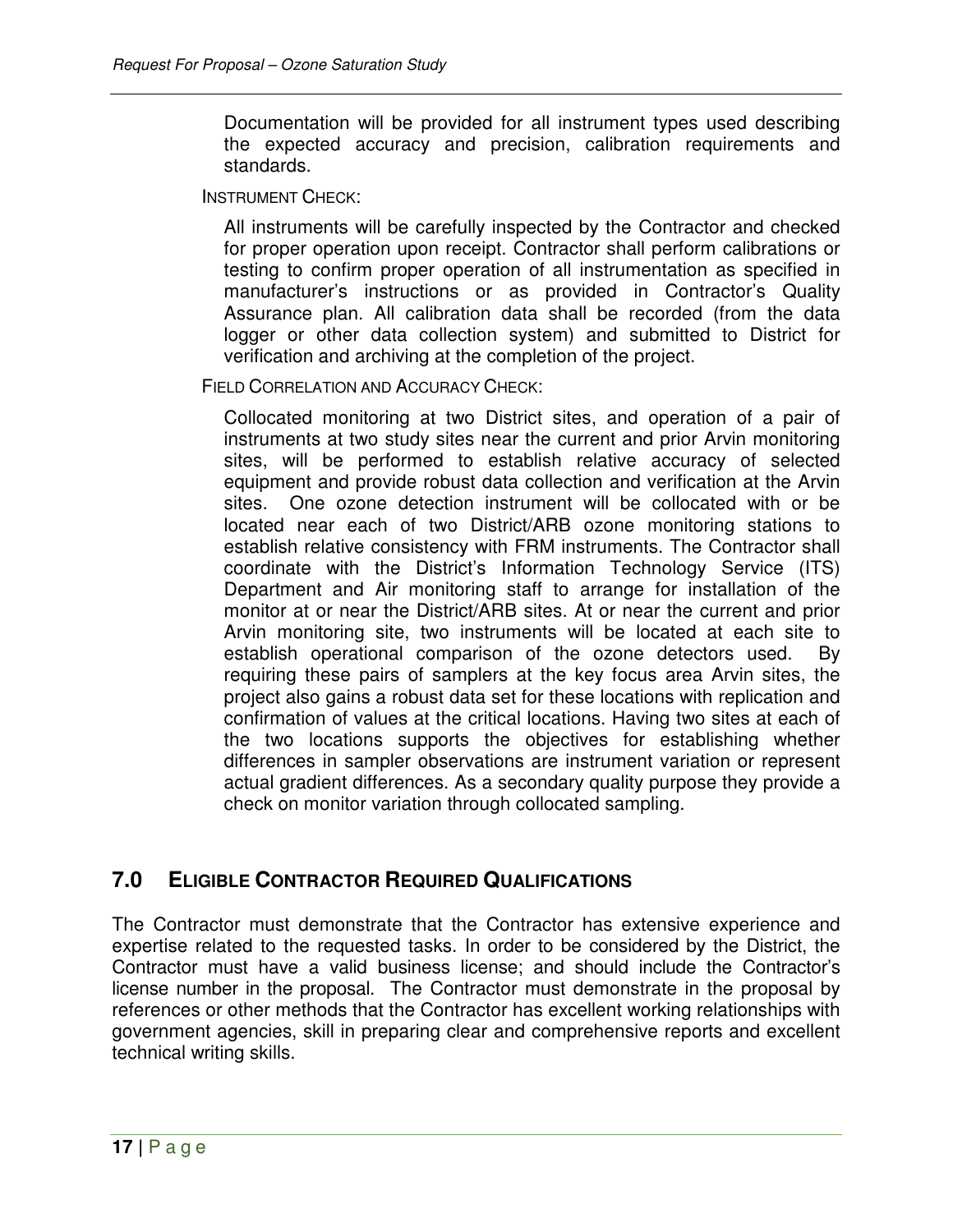Documentation will be provided for all instrument types used describing the expected accuracy and precision, calibration requirements and standards.

INSTRUMENT CHECK:

All instruments will be carefully inspected by the Contractor and checked for proper operation upon receipt. Contractor shall perform calibrations or testing to confirm proper operation of all instrumentation as specified in manufacturer's instructions or as provided in Contractor's Quality Assurance plan. All calibration data shall be recorded (from the data logger or other data collection system) and submitted to District for verification and archiving at the completion of the project.

FIELD CORRELATION AND ACCURACY CHECK:

Collocated monitoring at two District sites, and operation of a pair of instruments at two study sites near the current and prior Arvin monitoring sites, will be performed to establish relative accuracy of selected equipment and provide robust data collection and verification at the Arvin sites. One ozone detection instrument will be collocated with or be located near each of two District/ARB ozone monitoring stations to establish relative consistency with FRM instruments. The Contractor shall coordinate with the District's Information Technology Service (ITS) Department and Air monitoring staff to arrange for installation of the monitor at or near the District/ARB sites. At or near the current and prior Arvin monitoring site, two instruments will be located at each site to establish operational comparison of the ozone detectors used. By requiring these pairs of samplers at the key focus area Arvin sites, the project also gains a robust data set for these locations with replication and confirmation of values at the critical locations. Having two sites at each of the two locations supports the objectives for establishing whether differences in sampler observations are instrument variation or represent actual gradient differences. As a secondary quality purpose they provide a check on monitor variation through collocated sampling.

## 7.0 ELIGIBLE CONTRACTOR REQUIRED QUALIFICATIONS

The Contractor must demonstrate that the Contractor has extensive experience and expertise related to the requested tasks. In order to be considered by the District, the Contractor must have a valid business license; and should include the Contractor's license number in the proposal. The Contractor must demonstrate in the proposal by references or other methods that the Contractor has excellent working relationships with government agencies, skill in preparing clear and comprehensive reports and excellent technical writing skills.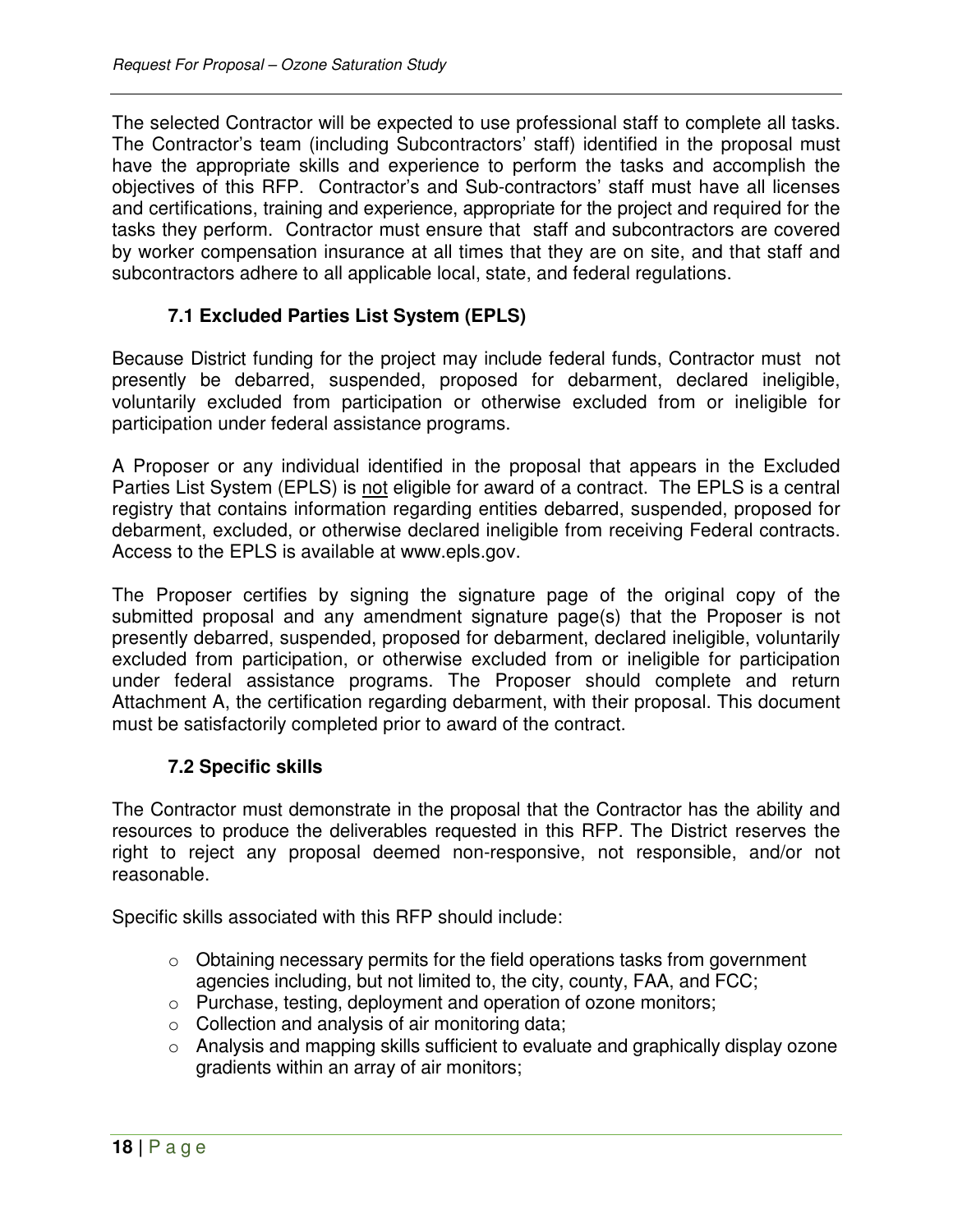The selected Contractor will be expected to use professional staff to complete all tasks. The Contractor's team (including Subcontractors' staff) identified in the proposal must have the appropriate skills and experience to perform the tasks and accomplish the objectives of this RFP. Contractor's and Sub-contractors' staff must have all licenses and certifications, training and experience, appropriate for the project and required for the tasks they perform. Contractor must ensure that staff and subcontractors are covered by worker compensation insurance at all times that they are on site, and that staff and subcontractors adhere to all applicable local, state, and federal regulations.

### 7.1 Excluded Parties List System (EPLS)

Because District funding for the project may include federal funds, Contractor must not presently be debarred, suspended, proposed for debarment, declared ineligible, voluntarily excluded from participation or otherwise excluded from or ineligible for participation under federal assistance programs.

A Proposer or any individual identified in the proposal that appears in the Excluded Parties List System (EPLS) is <u>not</u> eligible for award of a contract. The EPLS is a central registry that contains information regarding entities debarred, suspended, proposed for debarment, excluded, or otherwise declared ineligible from receiving Federal contracts. Access to the EPLS is available at www.epls.gov.

The Proposer certifies by signing the signature page of the original copy of the submitted proposal and any amendment signature page(s) that the Proposer is not presently debarred, suspended, proposed for debarment, declared ineligible, voluntarily excluded from participation, or otherwise excluded from or ineligible for participation under federal assistance programs. The Proposer should complete and return Attachment A, the certification regarding debarment, with their proposal. This document must be satisfactorily completed prior to award of the contract.

### 7.2 Specific skills

The Contractor must demonstrate in the proposal that the Contractor has the ability and resources to produce the deliverables requested in this RFP. The District reserves the right to reject any proposal deemed non-responsive, not responsible, and/or not reasonable.

Specific skills associated with this RFP should include:

- Obtaining necessary permits for the field operations tasks from government agencies including, but not limited to, the city, county, FAA, and FCC;
- Purchase, testing, deployment and operation of ozone monitors;
- Collection and analysis of air monitoring data;
- Analysis and mapping skills sufficient to evaluate and graphically display ozone gradients within an array of air monitors;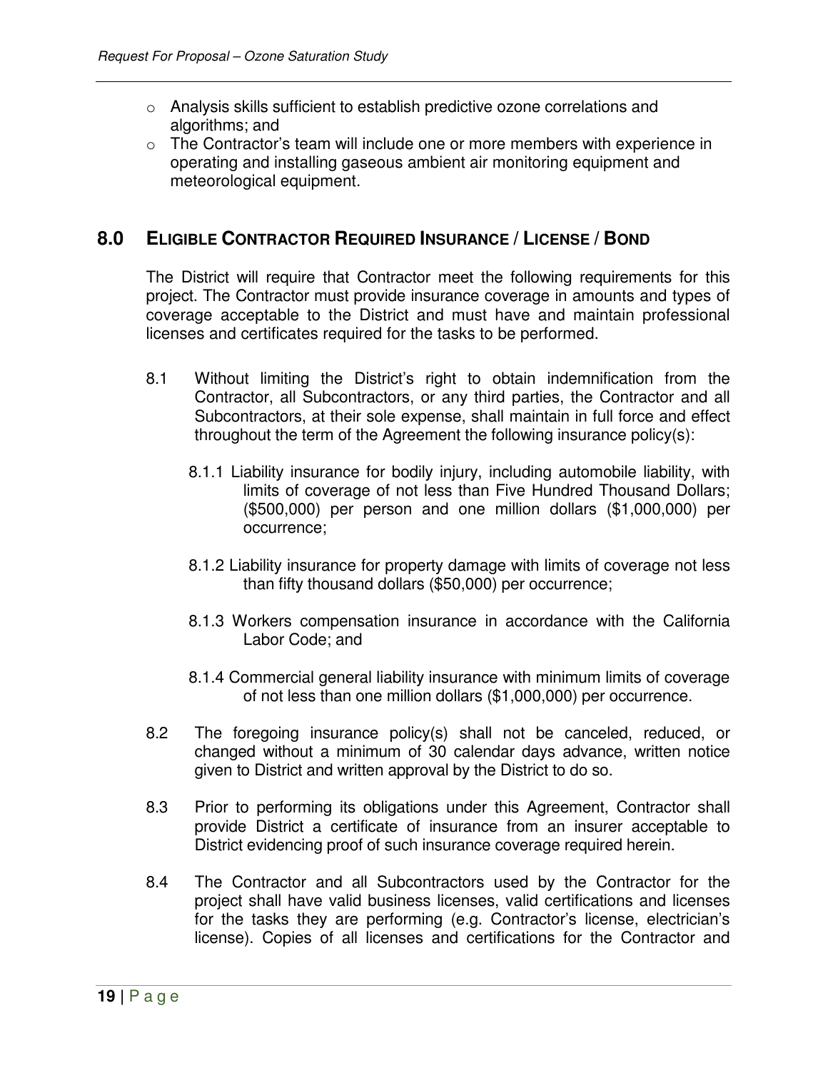- Analysis skills sufficient to establish predictive ozone correlations and algorithms; and
- The Contractor's team will include one or more members with experience in operating and installing gaseous ambient air monitoring equipment and meteorological equipment.

## 8.0 ELIGIBLE CONTRACTOR REQUIRED INSURANCE / LICENSE / BOND

The District will require that Contractor meet the following requirements for this project. The Contractor must provide insurance coverage in amounts and types of coverage acceptable to the District and must have and maintain professional licenses and certificates required for the tasks to be performed.

8.1 Without limiting the District's right to obtain indemnification from the Contractor, all Subcontractors, or any third parties, the Contractor and all Subcontractors, at their sole expense, shall maintain in full force and effect throughout the term of the Agreement the following insurance policy(s):

8.1.1 Liability insurance for bodily injury, including automobile liability, with limits of coverage of not less than Five Hundred Thousand Dollars; ($500,000) per person and one million dollars ($1,000,000) per occurrence;

8.1.2 Liability insurance for property damage with limits of coverage not less than fifty thousand dollars ($50,000) per occurrence;

8.1.3 Workers compensation insurance in accordance with the California Labor Code; and

8.1.4 Commercial general liability insurance with minimum limits of coverage of not less than one million dollars ($1,000,000) per occurrence.

8.2 The foregoing insurance policy(s) shall not be canceled, reduced, or changed without a minimum of 30 calendar days advance, written notice given to District and written approval by the District to do so.

8.3 Prior to performing its obligations under this Agreement, Contractor shall provide District a certificate of insurance from an insurer acceptable to District evidencing proof of such insurance coverage required herein.

8.4 The Contractor and all Subcontractors used by the Contractor for the project shall have valid business licenses, valid certifications and licenses for the tasks they are performing (e.g. Contractor's license, electrician's license). Copies of all licenses and certifications for the Contractor and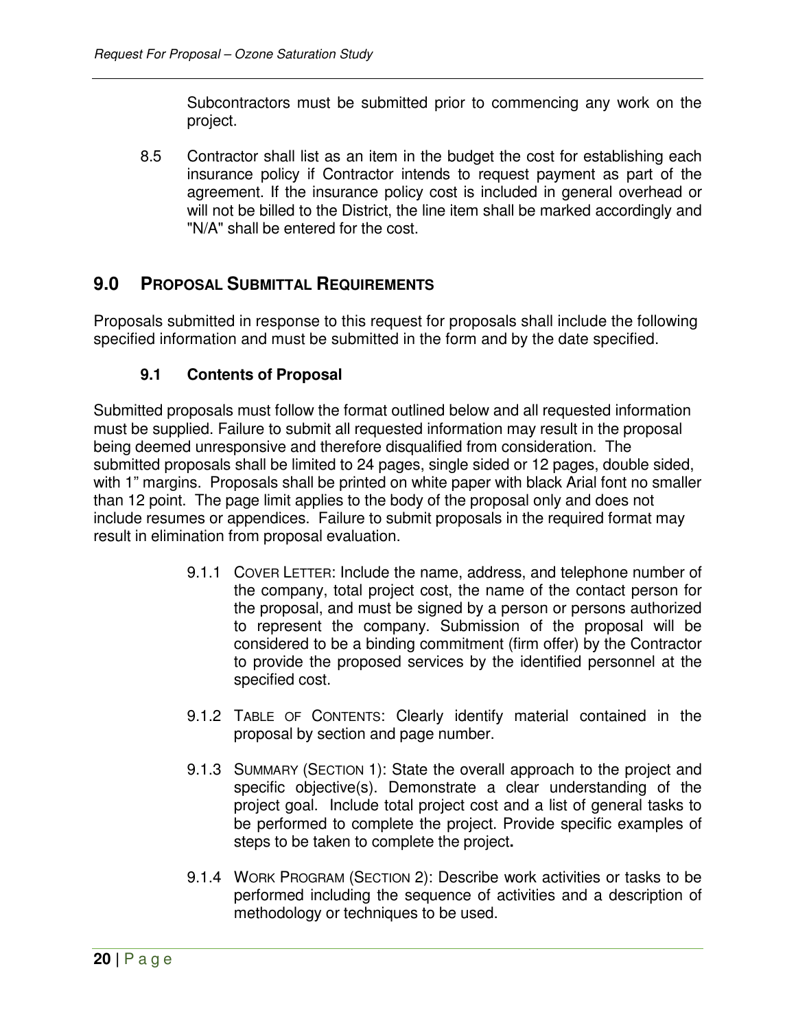Subcontractors must be submitted prior to commencing any work on the project.

8.5 Contractor shall list as an item in the budget the cost for establishing each insurance policy if Contractor intends to request payment as part of the agreement. If the insurance policy cost is included in general overhead or will not be billed to the District, the line item shall be marked accordingly and "N/A" shall be entered for the cost.

## 9.0 PROPOSAL SUBMITTAL REQUIREMENTS

Proposals submitted in response to this request for proposals shall include the following specified information and must be submitted in the form and by the date specified.

### 9.1 Contents of Proposal

Submitted proposals must follow the format outlined below and all requested information must be supplied. Failure to submit all requested information may result in the proposal being deemed unresponsive and therefore disqualified from consideration. The submitted proposals shall be limited to 24 pages, single sided or 12 pages, double sided, with 1" margins. Proposals shall be printed on white paper with black Arial font no smaller than 12 point. The page limit applies to the body of the proposal only and does not include resumes or appendices. Failure to submit proposals in the required format may result in elimination from proposal evaluation.

9.1.1 COVER LETTER: Include the name, address, and telephone number of the company, total project cost, the name of the contact person for the proposal, and must be signed by a person or persons authorized to represent the company. Submission of the proposal will be considered to be a binding commitment (firm offer) by the Contractor to provide the proposed services by the identified personnel at the specified cost.

9.1.2 TABLE OF CONTENTS: Clearly identify material contained in the proposal by section and page number.

9.1.3 SUMMARY (SECTION 1): State the overall approach to the project and specific objective(s). Demonstrate a clear understanding of the project goal. Include total project cost and a list of general tasks to be performed to complete the project. Provide specific examples of steps to be taken to complete the project.

9.1.4 WORK PROGRAM (SECTION 2): Describe work activities or tasks to be performed including the sequence of activities and a description of methodology or techniques to be used.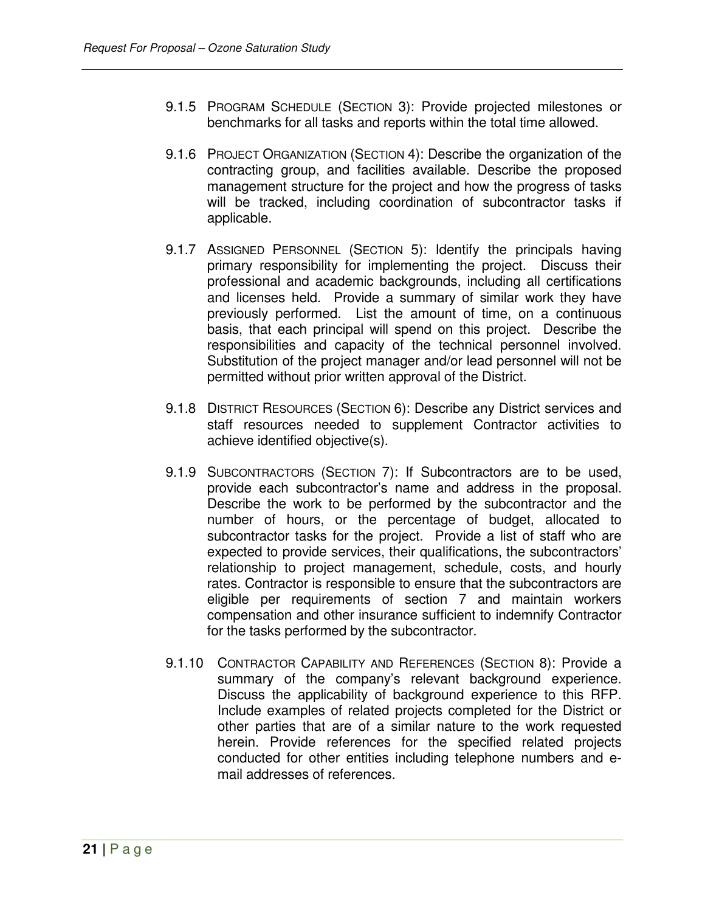9.1.5 PROGRAM SCHEDULE (SECTION 3): Provide projected milestones or benchmarks for all tasks and reports within the total time allowed.

9.1.6 PROJECT ORGANIZATION (SECTION 4): Describe the organization of the contracting group, and facilities available. Describe the proposed management structure for the project and how the progress of tasks will be tracked, including coordination of subcontractor tasks if applicable.

9.1.7 ASSIGNED PERSONNEL (SECTION 5): Identify the principals having primary responsibility for implementing the project. Discuss their professional and academic backgrounds, including all certifications and licenses held. Provide a summary of similar work they have previously performed. List the amount of time, on a continuous basis, that each principal will spend on this project. Describe the responsibilities and capacity of the technical personnel involved. Substitution of the project manager and/or lead personnel will not be permitted without prior written approval of the District.

9.1.8 DISTRICT RESOURCES (SECTION 6): Describe any District services and staff resources needed to supplement Contractor activities to achieve identified objective(s).

9.1.9 SUBCONTRACTORS (SECTION 7): If Subcontractors are to be used, provide each subcontractor's name and address in the proposal. Describe the work to be performed by the subcontractor and the number of hours, or the percentage of budget, allocated to subcontractor tasks for the project. Provide a list of staff who are expected to provide services, their qualifications, the subcontractors' relationship to project management, schedule, costs, and hourly rates. Contractor is responsible to ensure that the subcontractors are eligible per requirements of section 7 and maintain workers compensation and other insurance sufficient to indemnify Contractor for the tasks performed by the subcontractor.

9.1.10 CONTRACTOR CAPABILITY AND REFERENCES (SECTION 8): Provide a summary of the company's relevant background experience. Discuss the applicability of background experience to this RFP. Include examples of related projects completed for the District or other parties that are of a similar nature to the work requested herein. Provide references for the specified related projects conducted for other entities including telephone numbers and e-mail addresses of references.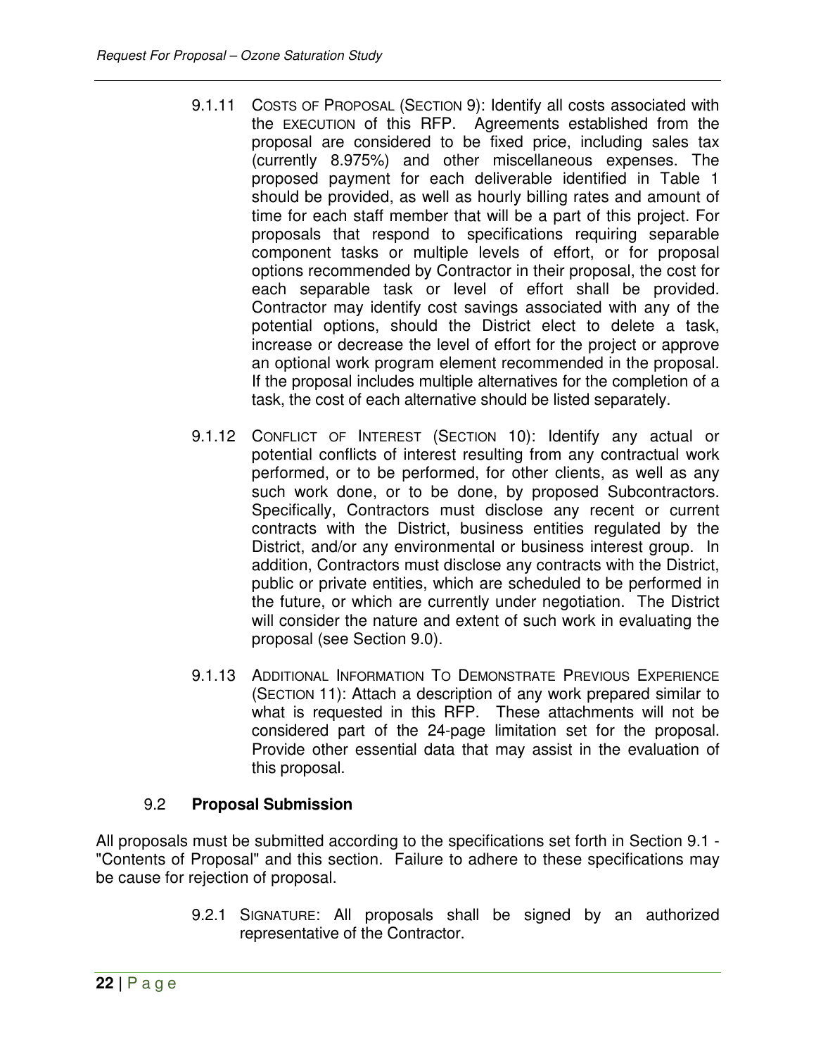9.1.11 COSTS OF PROPOSAL (SECTION 9): Identify all costs associated with the EXECUTION of this RFP. Agreements established from the proposal are considered to be fixed price, including sales tax (currently 8.975%) and other miscellaneous expenses. The proposed payment for each deliverable identified in Table 1 should be provided, as well as hourly billing rates and amount of time for each staff member that will be a part of this project. For proposals that respond to specifications requiring separable component tasks or multiple levels of effort, or for proposal options recommended by Contractor in their proposal, the cost for each separable task or level of effort shall be provided. Contractor may identify cost savings associated with any of the potential options, should the District elect to delete a task, increase or decrease the level of effort for the project or approve an optional work program element recommended in the proposal. If the proposal includes multiple alternatives for the completion of a task, the cost of each alternative should be listed separately.

9.1.12 CONFLICT OF INTEREST (SECTION 10): Identify any actual or potential conflicts of interest resulting from any contractual work performed, or to be performed, for other clients, as well as any such work done, or to be done, by proposed Subcontractors. Specifically, Contractors must disclose any recent or current contracts with the District, business entities regulated by the District, and/or any environmental or business interest group. In addition, Contractors must disclose any contracts with the District, public or private entities, which are scheduled to be performed in the future, or which are currently under negotiation. The District will consider the nature and extent of such work in evaluating the proposal (see Section 9.0).

9.1.13 ADDITIONAL INFORMATION TO DEMONSTRATE PREVIOUS EXPERIENCE (SECTION 11): Attach a description of any work prepared similar to what is requested in this RFP. These attachments will not be considered part of the 24-page limitation set for the proposal. Provide other essential data that may assist in the evaluation of this proposal.

### 9.2 Proposal Submission

All proposals must be submitted according to the specifications set forth in Section 9.1 - "Contents of Proposal" and this section. Failure to adhere to these specifications may be cause for rejection of proposal.

9.2.1 SIGNATURE: All proposals shall be signed by an authorized representative of the Contractor.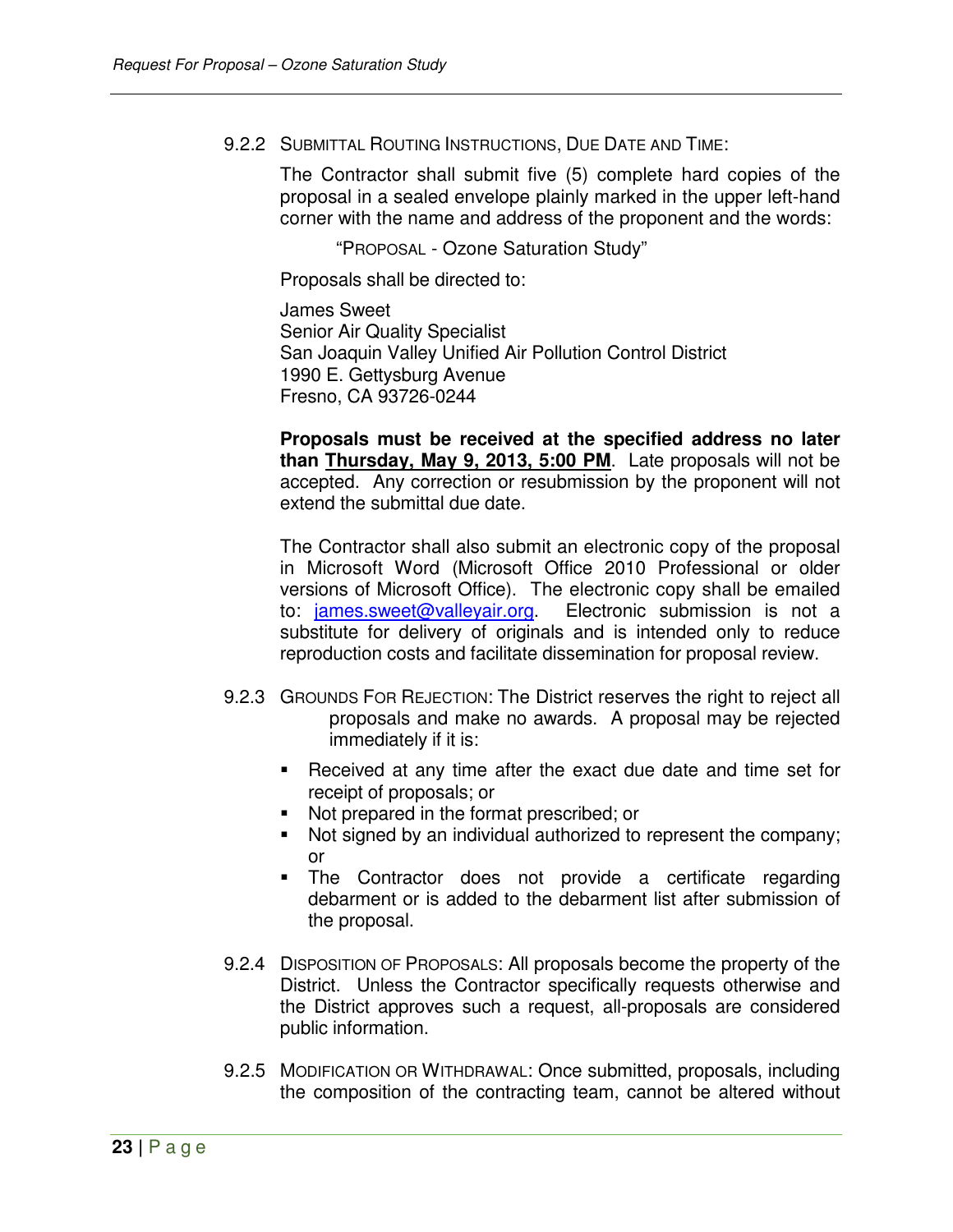9.2.2 SUBMITTAL ROUTING INSTRUCTIONS, DUE DATE AND TIME:

The Contractor shall submit five (5) complete hard copies of the proposal in a sealed envelope plainly marked in the upper left-hand corner with the name and address of the proponent and the words:

> "PROPOSAL - Ozone Saturation Study"

Proposals shall be directed to:

James Sweet
Senior Air Quality Specialist
San Joaquin Valley Unified Air Pollution Control District
1990 E. Gettysburg Avenue
Fresno, CA 93726-0244

**Proposals must be received at the specified address no later than <u>Thursday, May 9, 2013, 5:00 PM</u>**. Late proposals will not be accepted. Any correction or resubmission by the proponent will not extend the submittal due date.

The Contractor shall also submit an electronic copy of the proposal in Microsoft Word (Microsoft Office 2010 Professional or older versions of Microsoft Office). The electronic copy shall be emailed to: [james.sweet@valleyair.org](mailto:james.sweet@valleyair.org). Electronic submission is not a substitute for delivery of originals and is intended only to reduce reproduction costs and facilitate dissemination for proposal review.

9.2.3 GROUNDS FOR REJECTION: The District reserves the right to reject all proposals and make no awards. A proposal may be rejected immediately if it is:

- Received at any time after the exact due date and time set for receipt of proposals; or
- Not prepared in the format prescribed; or
- Not signed by an individual authorized to represent the company; or
- The Contractor does not provide a certificate regarding debarment or is added to the debarment list after submission of the proposal.

9.2.4 DISPOSITION OF PROPOSALS: All proposals become the property of the District. Unless the Contractor specifically requests otherwise and the District approves such a request, all-proposals are considered public information.

9.2.5 MODIFICATION OR WITHDRAWAL: Once submitted, proposals, including the composition of the contracting team, cannot be altered without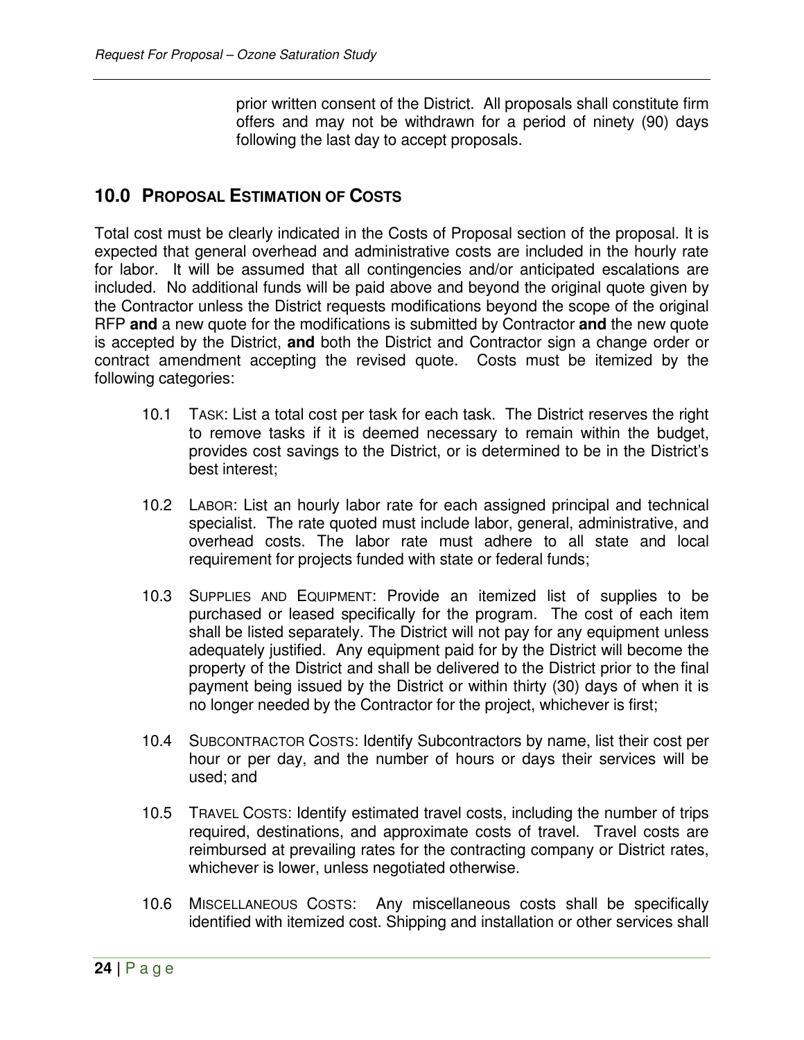prior written consent of the District. All proposals shall constitute firm offers and may not be withdrawn for a period of ninety (90) days following the last day to accept proposals.

## 10.0 Proposal Estimation of Costs

Total cost must be clearly indicated in the Costs of Proposal section of the proposal. It is expected that general overhead and administrative costs are included in the hourly rate for labor. It will be assumed that all contingencies and/or anticipated escalations are included. No additional funds will be paid above and beyond the original quote given by the Contractor unless the District requests modifications beyond the scope of the original RFP **and** a new quote for the modifications is submitted by Contractor **and** the new quote is accepted by the District, **and** both the District and Contractor sign a change order or contract amendment accepting the revised quote. Costs must be itemized by the following categories:

10.1 Task: List a total cost per task for each task. The District reserves the right to remove tasks if it is deemed necessary to remain within the budget, provides cost savings to the District, or is determined to be in the District's best interest;

10.2 Labor: List an hourly labor rate for each assigned principal and technical specialist. The rate quoted must include labor, general, administrative, and overhead costs. The labor rate must adhere to all state and local requirement for projects funded with state or federal funds;

10.3 Supplies and Equipment: Provide an itemized list of supplies to be purchased or leased specifically for the program. The cost of each item shall be listed separately. The District will not pay for any equipment unless adequately justified. Any equipment paid for by the District will become the property of the District and shall be delivered to the District prior to the final payment being issued by the District or within thirty (30) days of when it is no longer needed by the Contractor for the project, whichever is first;

10.4 Subcontractor Costs: Identify Subcontractors by name, list their cost per hour or per day, and the number of hours or days their services will be used; and

10.5 Travel Costs: Identify estimated travel costs, including the number of trips required, destinations, and approximate costs of travel. Travel costs are reimbursed at prevailing rates for the contracting company or District rates, whichever is lower, unless negotiated otherwise.

10.6 Miscellaneous Costs: Any miscellaneous costs shall be specifically identified with itemized cost. Shipping and installation or other services shall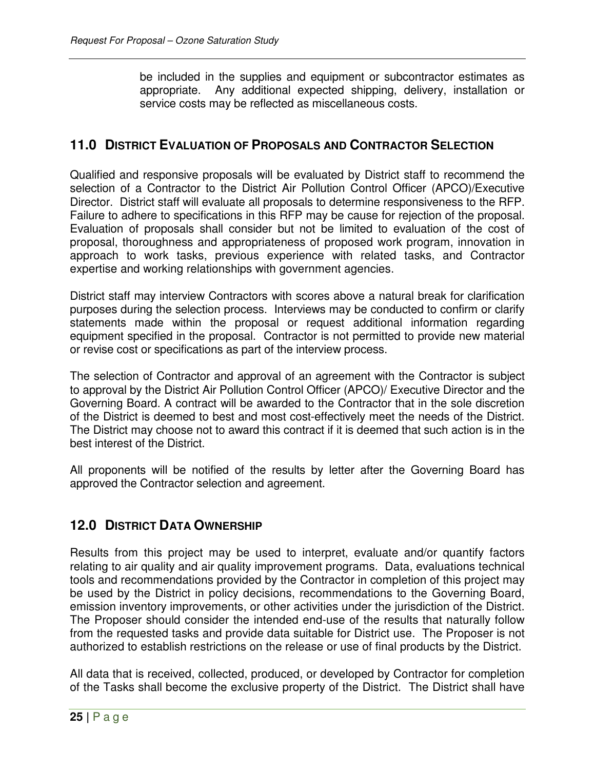be included in the supplies and equipment or subcontractor estimates as appropriate. Any additional expected shipping, delivery, installation or service costs may be reflected as miscellaneous costs.

## 11.0 DISTRICT EVALUATION OF PROPOSALS AND CONTRACTOR SELECTION

Qualified and responsive proposals will be evaluated by District staff to recommend the selection of a Contractor to the District Air Pollution Control Officer (APCO)/Executive Director. District staff will evaluate all proposals to determine responsiveness to the RFP. Failure to adhere to specifications in this RFP may be cause for rejection of the proposal. Evaluation of proposals shall consider but not be limited to evaluation of the cost of proposal, thoroughness and appropriateness of proposed work program, innovation in approach to work tasks, previous experience with related tasks, and Contractor expertise and working relationships with government agencies.

District staff may interview Contractors with scores above a natural break for clarification purposes during the selection process. Interviews may be conducted to confirm or clarify statements made within the proposal or request additional information regarding equipment specified in the proposal. Contractor is not permitted to provide new material or revise cost or specifications as part of the interview process.

The selection of Contractor and approval of an agreement with the Contractor is subject to approval by the District Air Pollution Control Officer (APCO)/ Executive Director and the Governing Board. A contract will be awarded to the Contractor that in the sole discretion of the District is deemed to best and most cost-effectively meet the needs of the District. The District may choose not to award this contract if it is deemed that such action is in the best interest of the District.

All proponents will be notified of the results by letter after the Governing Board has approved the Contractor selection and agreement.

## 12.0 DISTRICT DATA OWNERSHIP

Results from this project may be used to interpret, evaluate and/or quantify factors relating to air quality and air quality improvement programs. Data, evaluations technical tools and recommendations provided by the Contractor in completion of this project may be used by the District in policy decisions, recommendations to the Governing Board, emission inventory improvements, or other activities under the jurisdiction of the District. The Proposer should consider the intended end-use of the results that naturally follow from the requested tasks and provide data suitable for District use. The Proposer is not authorized to establish restrictions on the release or use of final products by the District.

All data that is received, collected, produced, or developed by Contractor for completion of the Tasks shall become the exclusive property of the District. The District shall have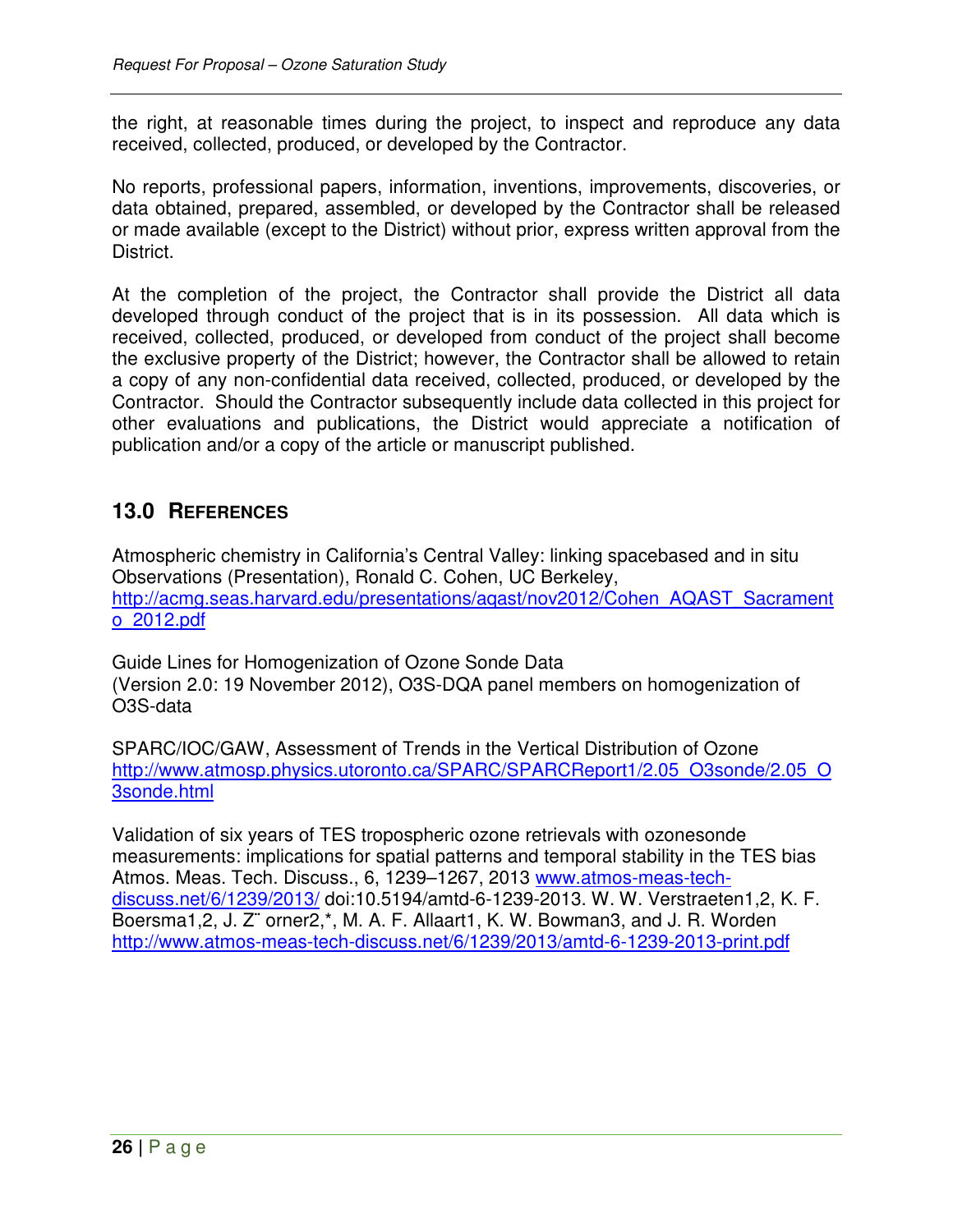the right, at reasonable times during the project, to inspect and reproduce any data received, collected, produced, or developed by the Contractor.

No reports, professional papers, information, inventions, improvements, discoveries, or data obtained, prepared, assembled, or developed by the Contractor shall be released or made available (except to the District) without prior, express written approval from the District.

At the completion of the project, the Contractor shall provide the District all data developed through conduct of the project that is in its possession. All data which is received, collected, produced, or developed from conduct of the project shall become the exclusive property of the District; however, the Contractor shall be allowed to retain a copy of any non-confidential data received, collected, produced, or developed by the Contractor. Should the Contractor subsequently include data collected in this project for other evaluations and publications, the District would appreciate a notification of publication and/or a copy of the article or manuscript published.

## 13.0 REFERENCES

Atmospheric chemistry in California's Central Valley: linking spacebased and in situ Observations (Presentation), Ronald C. Cohen, UC Berkeley, http://acmg.seas.harvard.edu/presentations/aqast/nov2012/Cohen_AQAST_Sacramento_2012.pdf

Guide Lines for Homogenization of Ozone Sonde Data (Version 2.0: 19 November 2012), O3S-DQA panel members on homogenization of O3S-data

SPARC/IOC/GAW, Assessment of Trends in the Vertical Distribution of Ozone http://www.atmosp.physics.utoronto.ca/SPARC/SPARCReport1/2.05_O3sonde/2.05_O3sonde.html

Validation of six years of TES tropospheric ozone retrievals with ozonesonde measurements: implications for spatial patterns and temporal stability in the TES bias Atmos. Meas. Tech. Discuss., 6, 1239–1267, 2013 www.atmos-meas-tech-discuss.net/6/1239/2013/ doi:10.5194/amtd-6-1239-2013. W. W. Verstraeten1,2, K. F. Boersma1,2, J. Z¨ orner2,*, M. A. F. Allaart1, K. W. Bowman3, and J. R. Worden http://www.atmos-meas-tech-discuss.net/6/1239/2013/amtd-6-1239-2013-print.pdf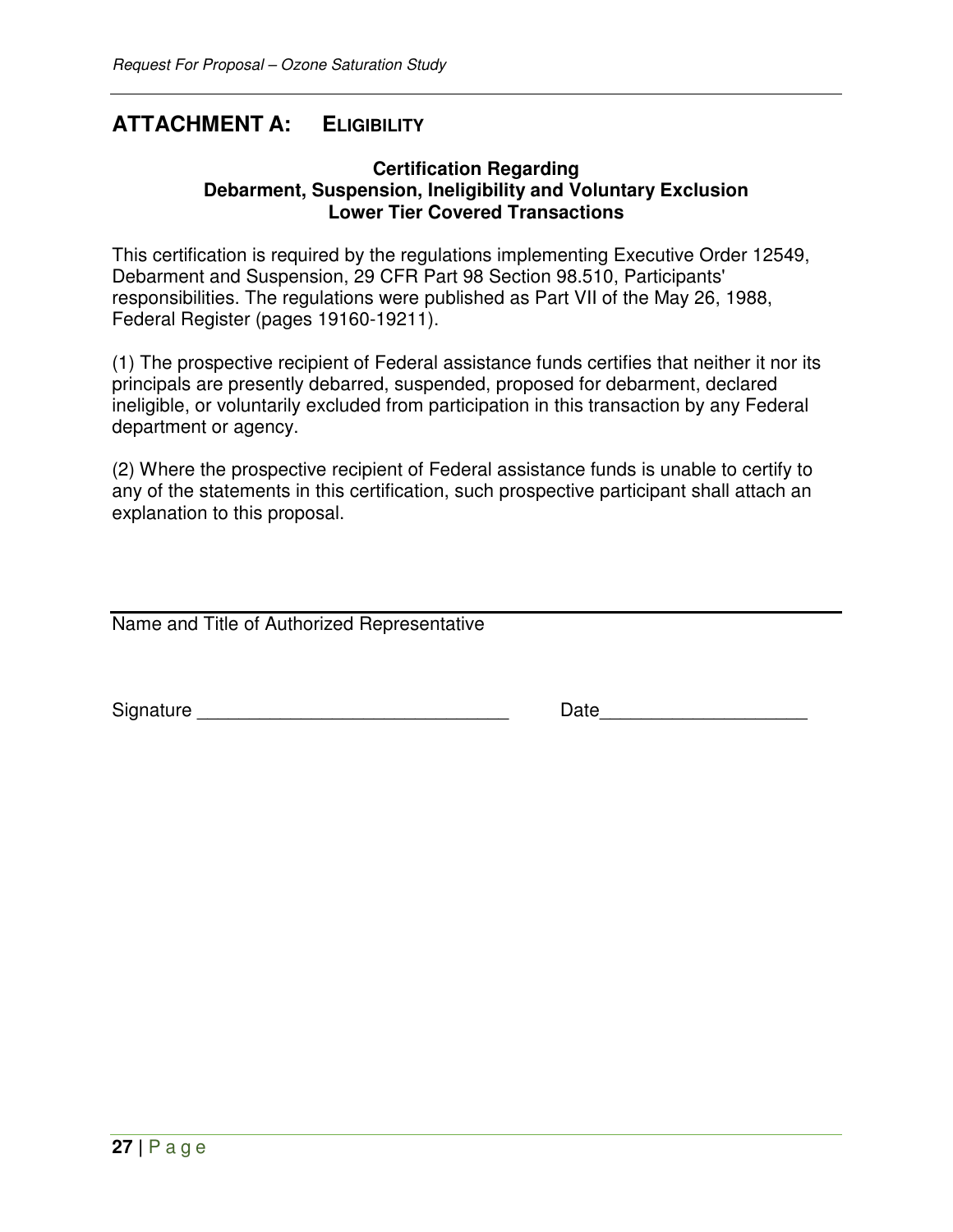## ATTACHMENT A: ELIGIBILITY

**Certification Regarding**
**Debarment, Suspension, Ineligibility and Voluntary Exclusion**
**Lower Tier Covered Transactions**

This certification is required by the regulations implementing Executive Order 12549, Debarment and Suspension, 29 CFR Part 98 Section 98.510, Participants' responsibilities. The regulations were published as Part VII of the May 26, 1988, Federal Register (pages 19160-19211).

(1) The prospective recipient of Federal assistance funds certifies that neither it nor its principals are presently debarred, suspended, proposed for debarment, declared ineligible, or voluntarily excluded from participation in this transaction by any Federal department or agency.

(2) Where the prospective recipient of Federal assistance funds is unable to certify to any of the statements in this certification, such prospective participant shall attach an explanation to this proposal.

______________________________________________

Name and Title of Authorized Representative

Signature ______________________________ Date____________________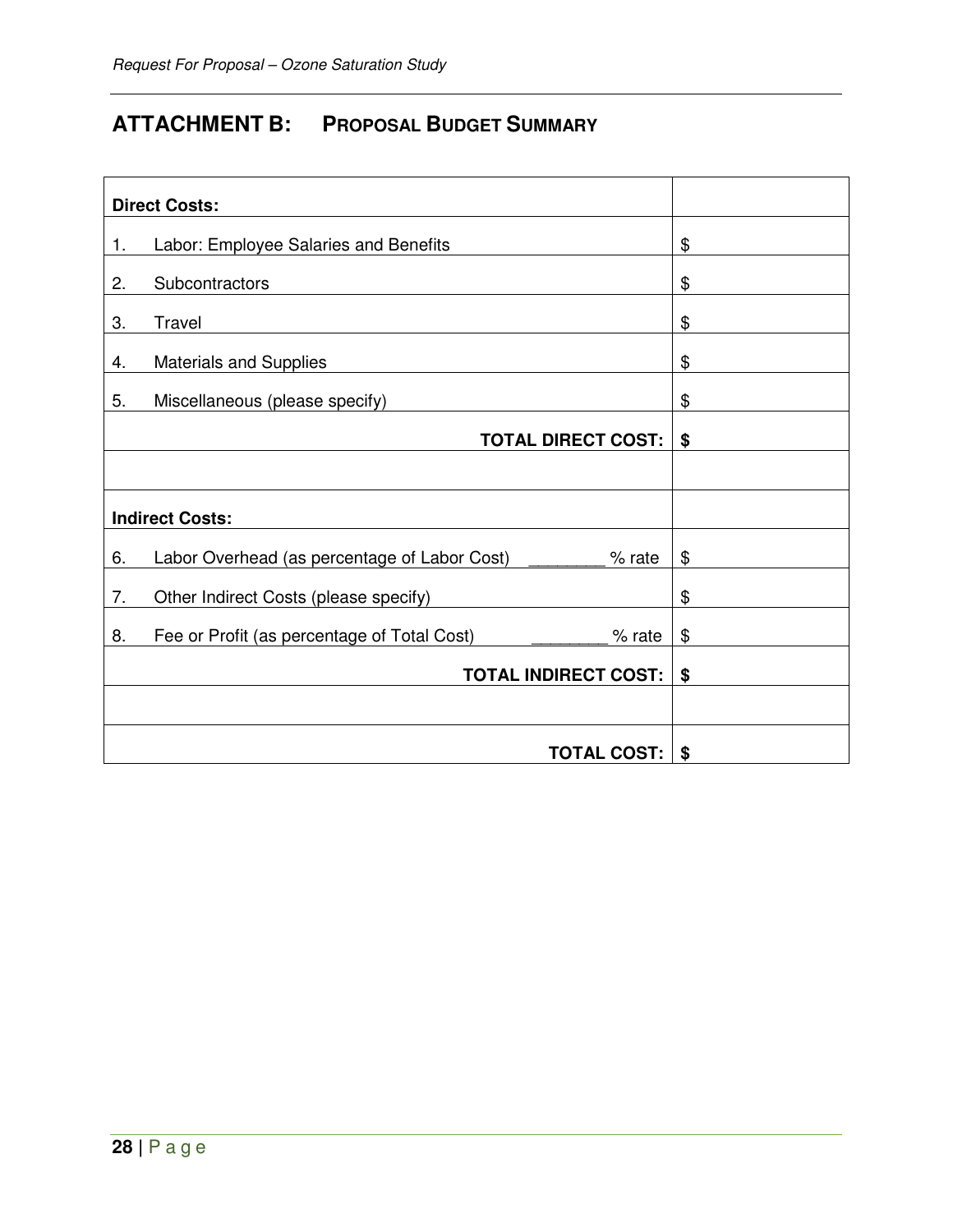## ATTACHMENT B: PROPOSAL BUDGET SUMMARY

| | |
|---|---|
| **Direct Costs:** | |
| 1. Labor: Employee Salaries and Benefits | $ |
| 2. Subcontractors | $ |
| 3. Travel | $ |
| 4. Materials and Supplies | $ |
| 5. Miscellaneous (please specify) | $ |
| **TOTAL DIRECT COST:** | **$** |
| | |
| **Indirect Costs:** | |
| 6. Labor Overhead (as percentage of Labor Cost) ________ % rate | $ |
| 7. Other Indirect Costs (please specify) | $ |
| 8. Fee or Profit (as percentage of Total Cost) ________ % rate | $ |
| **TOTAL INDIRECT COST:** | **$** |
| | |
| **TOTAL COST:** | **$** |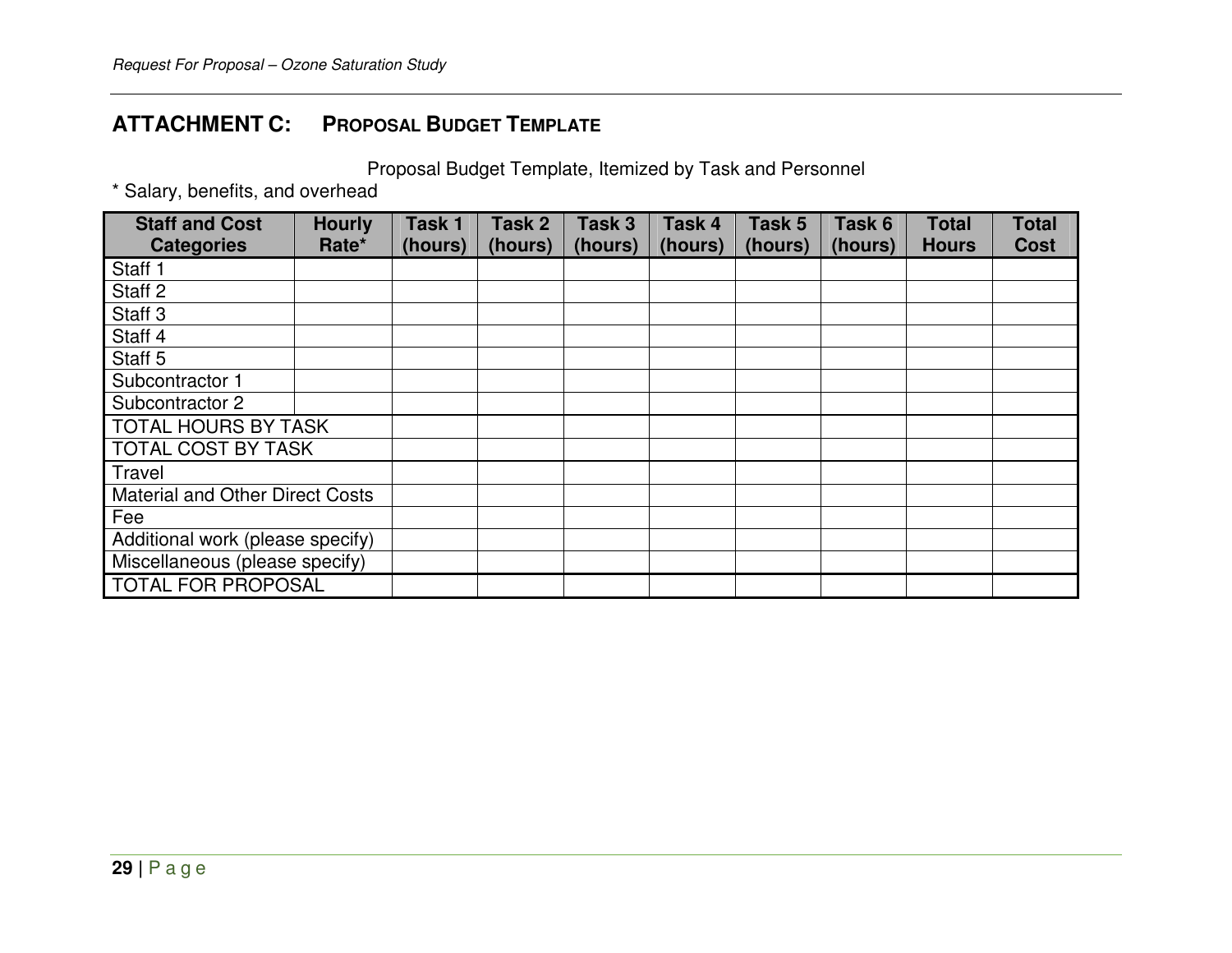## ATTACHMENT C: PROPOSAL BUDGET TEMPLATE

Proposal Budget Template, Itemized by Task and Personnel

* Salary, benefits, and overhead

| Staff and Cost Categories | Hourly Rate* | Task 1 (hours) | Task 2 (hours) | Task 3 (hours) | Task 4 (hours) | Task 5 (hours) | Task 6 (hours) | Total Hours | Total Cost |
|---|---|---|---|---|---|---|---|---|---|
| Staff 1 | | | | | | | | | |
| Staff 2 | | | | | | | | | |
| Staff 3 | | | | | | | | | |
| Staff 4 | | | | | | | | | |
| Staff 5 | | | | | | | | | |
| Subcontractor 1 | | | | | | | | | |
| Subcontractor 2 | | | | | | | | | |
| TOTAL HOURS BY TASK | | | | | | | | | |
| TOTAL COST BY TASK | | | | | | | | | |
| Travel | | | | | | | | | |
| Material and Other Direct Costs | | | | | | | | | |
| Fee | | | | | | | | | |
| Additional work (please specify) | | | | | | | | | |
| Miscellaneous (please specify) | | | | | | | | | |
| TOTAL FOR PROPOSAL | | | | | | | | | |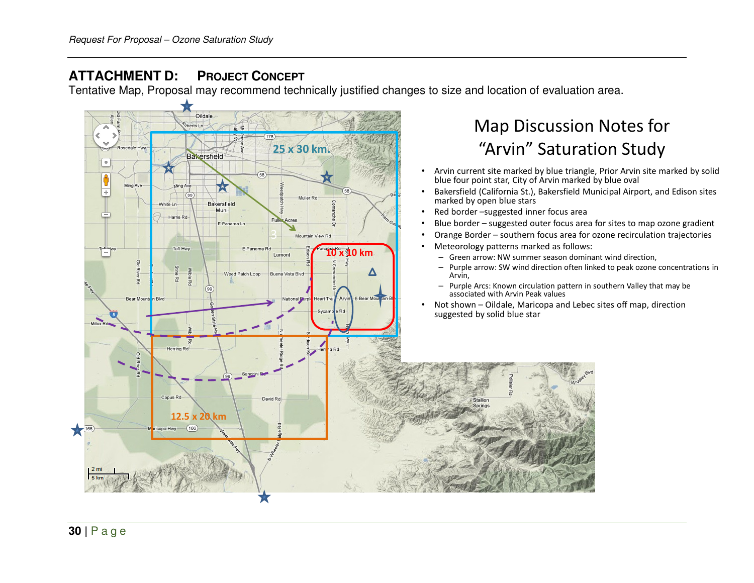## ATTACHMENT D: PROJECT CONCEPT

Tentative Map, Proposal may recommend technically justified changes to size and location of evaluation area.

### Map Discussion Notes for "Arvin" Saturation Study

- Arvin current site marked by blue triangle, Prior Arvin site marked by solid blue four point star, City of Arvin marked by blue oval
- Bakersfield (California St.), Bakersfield Municipal Airport, and Edison sites marked by open blue stars
- Red border –suggested inner focus area
- Blue border – suggested outer focus area for sites to map ozone gradient
- Orange Border – southern focus area for ozone recirculation trajectories
- Meteorology patterns marked as follows:
  - Green arrow: NW summer season dominant wind direction,
  - Purple arrow: SW wind direction often linked to peak ozone concentrations in Arvin,
  - Purple Arcs: Known circulation pattern in southern Valley that may be associated with Arvin Peak values
- Not shown – Oildale, Maricopa and Lebec sites off map, direction suggested by solid blue star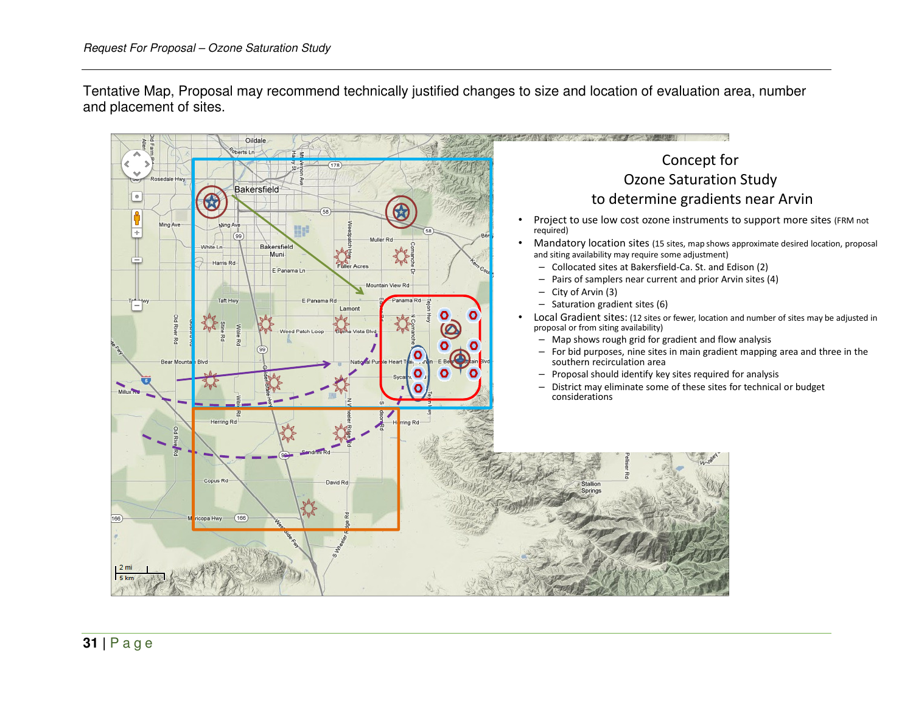Tentative Map, Proposal may recommend technically justified changes to size and location of evaluation area, number and placement of sites.

## Concept for Ozone Saturation Study to determine gradients near Arvin

- Project to use low cost ozone instruments to support more sites (FRM not required)
- Mandatory location sites (15 sites, map shows approximate desired location, proposal and siting availability may require some adjustment)
  - Collocated sites at Bakersfield-Ca. St. and Edison (2)
  - Pairs of samplers near current and prior Arvin sites (4)
  - City of Arvin (3)
  - Saturation gradient sites (6)
- Local Gradient sites: (12 sites or fewer, location and number of sites may be adjusted in proposal or from siting availability)
  - Map shows rough grid for gradient and flow analysis
  - For bid purposes, nine sites in main gradient mapping area and three in the southern recirculation area
  - Proposal should identify key sites required for analysis
  - District may eliminate some of these sites for technical or budget considerations